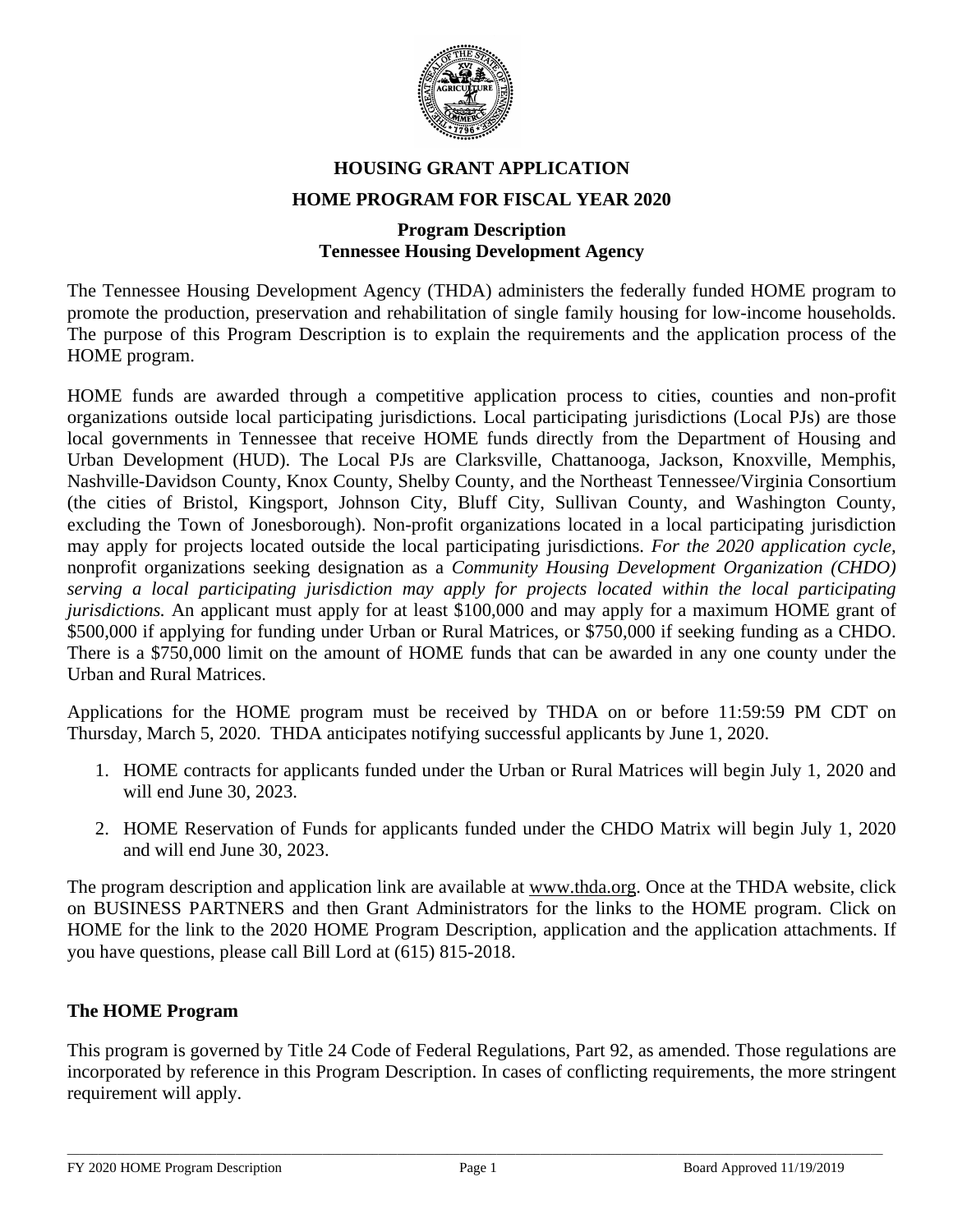# HOUSING GRANT APPLICATION

## HOME PROGRAM FOR FISCAL YEAR 2020

### Program Description
### Tennessee Housing Development Agency

The Tennessee Housing Development Agency (THDA) administers the federally funded HOME program to promote the production, preservation and rehabilitation of single family housing for low-income households. The purpose of this Program Description is to explain the requirements and the application process of the HOME program.

HOME funds are awarded through a competitive application process to cities, counties and non-profit organizations outside local participating jurisdictions. Local participating jurisdictions (Local PJs) are those local governments in Tennessee that receive HOME funds directly from the Department of Housing and Urban Development (HUD). The Local PJs are Clarksville, Chattanooga, Jackson, Knoxville, Memphis, Nashville-Davidson County, Knox County, Shelby County, and the Northeast Tennessee/Virginia Consortium (the cities of Bristol, Kingsport, Johnson City, Bluff City, Sullivan County, and Washington County, excluding the Town of Jonesborough). Non-profit organizations located in a local participating jurisdiction may apply for projects located outside the local participating jurisdictions. *For the 2020 application cycle,* nonprofit organizations seeking designation as a *Community Housing Development Organization (CHDO) serving a local participating jurisdiction may apply for projects located within the local participating jurisdictions.* An applicant must apply for at least $100,000 and may apply for a maximum HOME grant of $500,000 if applying for funding under Urban or Rural Matrices, or $750,000 if seeking funding as a CHDO. There is a $750,000 limit on the amount of HOME funds that can be awarded in any one county under the Urban and Rural Matrices.

Applications for the HOME program must be received by THDA on or before 11:59:59 PM CDT on Thursday, March 5, 2020. THDA anticipates notifying successful applicants by June 1, 2020.

1. HOME contracts for applicants funded under the Urban or Rural Matrices will begin July 1, 2020 and will end June 30, 2023.
2. HOME Reservation of Funds for applicants funded under the CHDO Matrix will begin July 1, 2020 and will end June 30, 2023.

The program description and application link are available at www.thda.org. Once at the THDA website, click on BUSINESS PARTNERS and then Grant Administrators for the links to the HOME program. Click on HOME for the link to the 2020 HOME Program Description, application and the application attachments. If you have questions, please call Bill Lord at (615) 815-2018.

## The HOME Program

This program is governed by Title 24 Code of Federal Regulations, Part 92, as amended. Those regulations are incorporated by reference in this Program Description. In cases of conflicting requirements, the more stringent requirement will apply.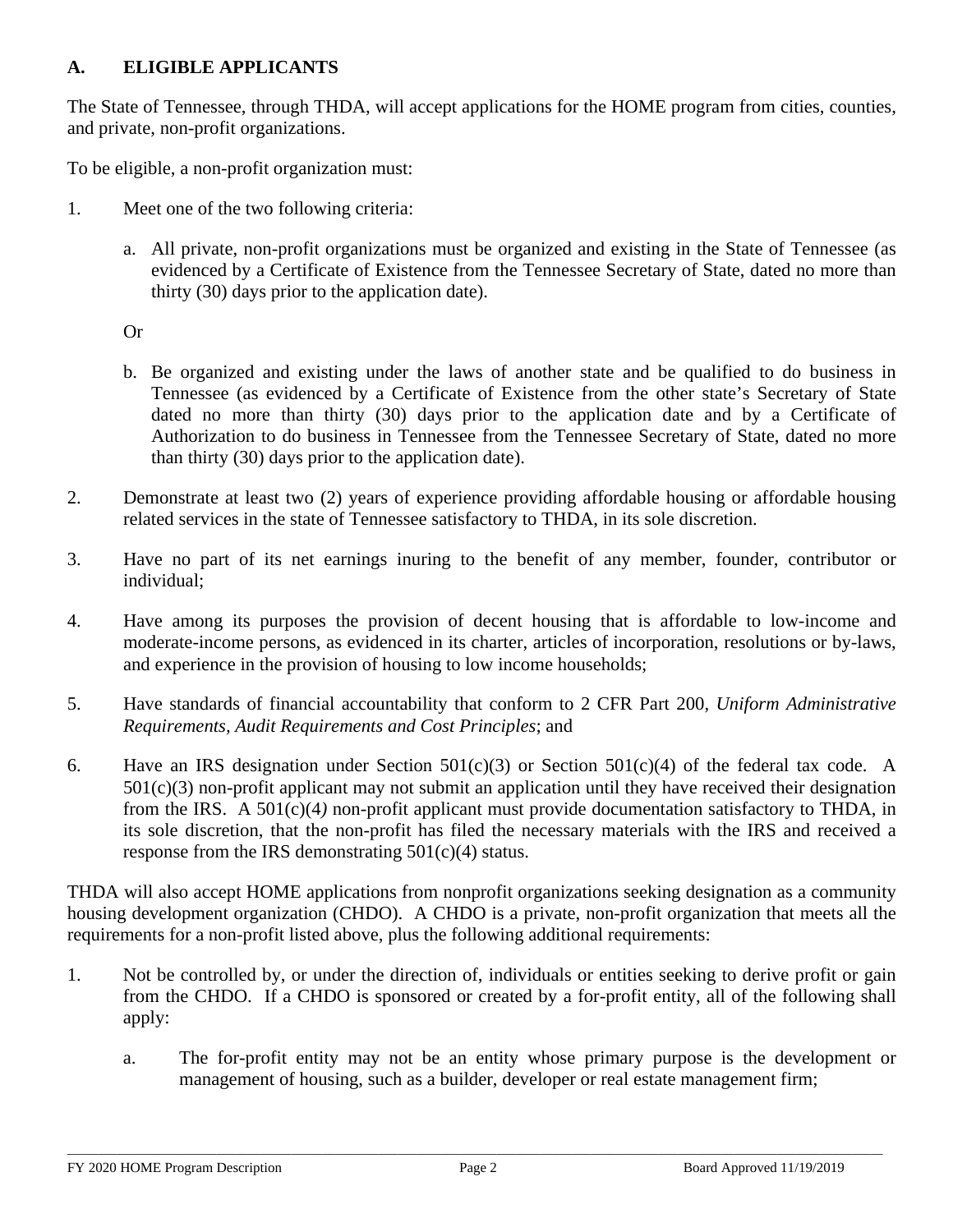## A. ELIGIBLE APPLICANTS

The State of Tennessee, through THDA, will accept applications for the HOME program from cities, counties, and private, non-profit organizations.

To be eligible, a non-profit organization must:

1. Meet one of the two following criteria:

   a. All private, non-profit organizations must be organized and existing in the State of Tennessee (as evidenced by a Certificate of Existence from the Tennessee Secretary of State, dated no more than thirty (30) days prior to the application date).

   Or

   b. Be organized and existing under the laws of another state and be qualified to do business in Tennessee (as evidenced by a Certificate of Existence from the other state's Secretary of State dated no more than thirty (30) days prior to the application date and by a Certificate of Authorization to do business in Tennessee from the Tennessee Secretary of State, dated no more than thirty (30) days prior to the application date).

2. Demonstrate at least two (2) years of experience providing affordable housing or affordable housing related services in the state of Tennessee satisfactory to THDA, in its sole discretion.

3. Have no part of its net earnings inuring to the benefit of any member, founder, contributor or individual;

4. Have among its purposes the provision of decent housing that is affordable to low-income and moderate-income persons, as evidenced in its charter, articles of incorporation, resolutions or by-laws, and experience in the provision of housing to low income households;

5. Have standards of financial accountability that conform to 2 CFR Part 200, *Uniform Administrative Requirements, Audit Requirements and Cost Principles*; and

6. Have an IRS designation under Section 501(c)(3) or Section 501(c)(4) of the federal tax code. A 501(c)(3) non-profit applicant may not submit an application until they have received their designation from the IRS. A 501(c)(4) non-profit applicant must provide documentation satisfactory to THDA, in its sole discretion, that the non-profit has filed the necessary materials with the IRS and received a response from the IRS demonstrating 501(c)(4) status.

THDA will also accept HOME applications from nonprofit organizations seeking designation as a community housing development organization (CHDO). A CHDO is a private, non-profit organization that meets all the requirements for a non-profit listed above, plus the following additional requirements:

1. Not be controlled by, or under the direction of, individuals or entities seeking to derive profit or gain from the CHDO. If a CHDO is sponsored or created by a for-profit entity, all of the following shall apply:

   a. The for-profit entity may not be an entity whose primary purpose is the development or management of housing, such as a builder, developer or real estate management firm;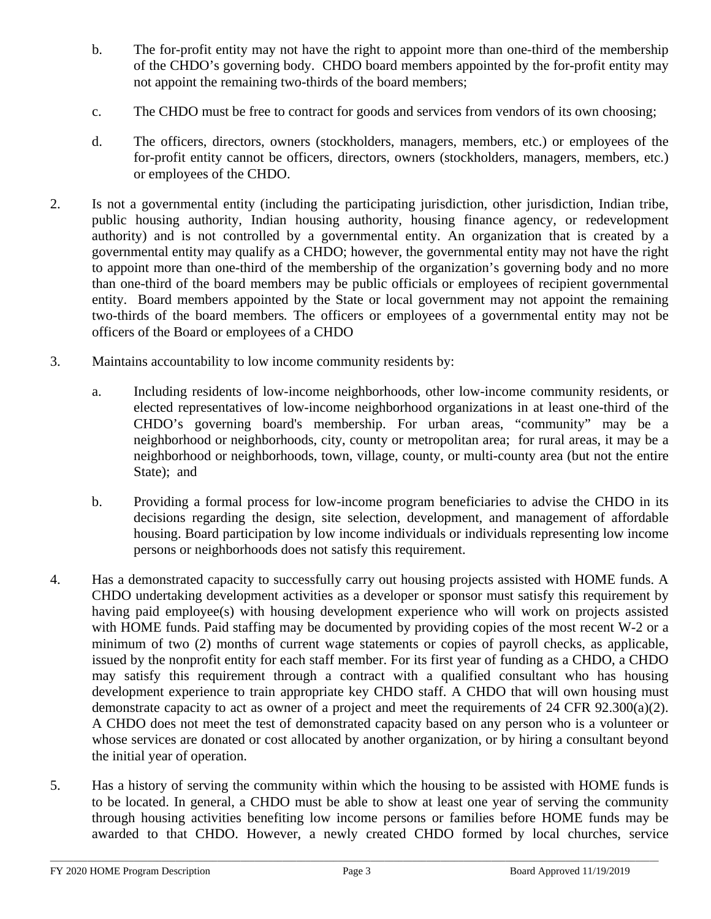b. The for-profit entity may not have the right to appoint more than one-third of the membership of the CHDO's governing body. CHDO board members appointed by the for-profit entity may not appoint the remaining two-thirds of the board members;

c. The CHDO must be free to contract for goods and services from vendors of its own choosing;

d. The officers, directors, owners (stockholders, managers, members, etc.) or employees of the for-profit entity cannot be officers, directors, owners (stockholders, managers, members, etc.) or employees of the CHDO.

2. Is not a governmental entity (including the participating jurisdiction, other jurisdiction, Indian tribe, public housing authority, Indian housing authority, housing finance agency, or redevelopment authority) and is not controlled by a governmental entity. An organization that is created by a governmental entity may qualify as a CHDO; however, the governmental entity may not have the right to appoint more than one-third of the membership of the organization's governing body and no more than one-third of the board members may be public officials or employees of recipient governmental entity. Board members appointed by the State or local government may not appoint the remaining two-thirds of the board members. The officers or employees of a governmental entity may not be officers of the Board or employees of a CHDO

3. Maintains accountability to low income community residents by:

   a. Including residents of low-income neighborhoods, other low-income community residents, or elected representatives of low-income neighborhood organizations in at least one-third of the CHDO's governing board's membership. For urban areas, "community" may be a neighborhood or neighborhoods, city, county or metropolitan area; for rural areas, it may be a neighborhood or neighborhoods, town, village, county, or multi-county area (but not the entire State); and

   b. Providing a formal process for low-income program beneficiaries to advise the CHDO in its decisions regarding the design, site selection, development, and management of affordable housing. Board participation by low income individuals or individuals representing low income persons or neighborhoods does not satisfy this requirement.

4. Has a demonstrated capacity to successfully carry out housing projects assisted with HOME funds. A CHDO undertaking development activities as a developer or sponsor must satisfy this requirement by having paid employee(s) with housing development experience who will work on projects assisted with HOME funds. Paid staffing may be documented by providing copies of the most recent W-2 or a minimum of two (2) months of current wage statements or copies of payroll checks, as applicable, issued by the nonprofit entity for each staff member. For its first year of funding as a CHDO, a CHDO may satisfy this requirement through a contract with a qualified consultant who has housing development experience to train appropriate key CHDO staff. A CHDO that will own housing must demonstrate capacity to act as owner of a project and meet the requirements of 24 CFR 92.300(a)(2). A CHDO does not meet the test of demonstrated capacity based on any person who is a volunteer or whose services are donated or cost allocated by another organization, or by hiring a consultant beyond the initial year of operation.

5. Has a history of serving the community within which the housing to be assisted with HOME funds is to be located. In general, a CHDO must be able to show at least one year of serving the community through housing activities benefiting low income persons or families before HOME funds may be awarded to that CHDO. However, a newly created CHDO formed by local churches, service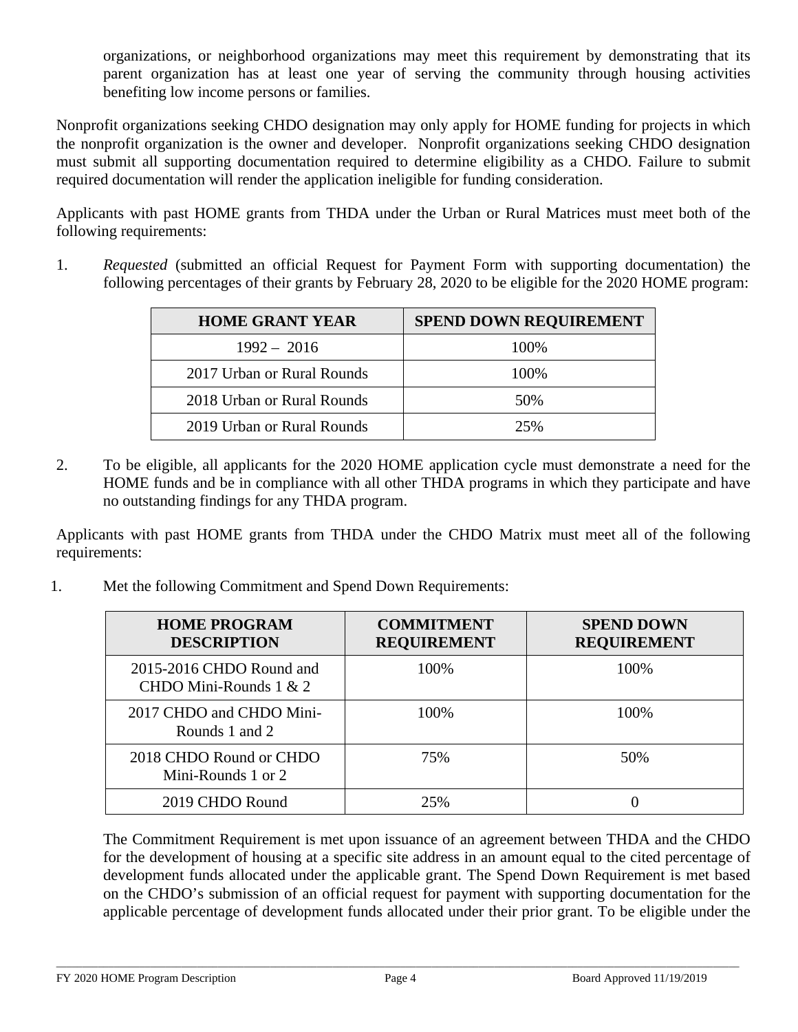organizations, or neighborhood organizations may meet this requirement by demonstrating that its parent organization has at least one year of serving the community through housing activities benefiting low income persons or families.

Nonprofit organizations seeking CHDO designation may only apply for HOME funding for projects in which the nonprofit organization is the owner and developer. Nonprofit organizations seeking CHDO designation must submit all supporting documentation required to determine eligibility as a CHDO. Failure to submit required documentation will render the application ineligible for funding consideration.

Applicants with past HOME grants from THDA under the Urban or Rural Matrices must meet both of the following requirements:

1. *Requested* (submitted an official Request for Payment Form with supporting documentation) the following percentages of their grants by February 28, 2020 to be eligible for the 2020 HOME program:

| HOME GRANT YEAR | SPEND DOWN REQUIREMENT |
|---|---|
| 1992 – 2016 | 100% |
| 2017 Urban or Rural Rounds | 100% |
| 2018 Urban or Rural Rounds | 50% |
| 2019 Urban or Rural Rounds | 25% |

2. To be eligible, all applicants for the 2020 HOME application cycle must demonstrate a need for the HOME funds and be in compliance with all other THDA programs in which they participate and have no outstanding findings for any THDA program.

Applicants with past HOME grants from THDA under the CHDO Matrix must meet all of the following requirements:

1. Met the following Commitment and Spend Down Requirements:

| HOME PROGRAM DESCRIPTION | COMMITMENT REQUIREMENT | SPEND DOWN REQUIREMENT |
|---|---|---|
| 2015-2016 CHDO Round and CHDO Mini-Rounds 1 & 2 | 100% | 100% |
| 2017 CHDO and CHDO Mini-Rounds 1 and 2 | 100% | 100% |
| 2018 CHDO Round or CHDO Mini-Rounds 1 or 2 | 75% | 50% |
| 2019 CHDO Round | 25% | 0 |

The Commitment Requirement is met upon issuance of an agreement between THDA and the CHDO for the development of housing at a specific site address in an amount equal to the cited percentage of development funds allocated under the applicable grant. The Spend Down Requirement is met based on the CHDO's submission of an official request for payment with supporting documentation for the applicable percentage of development funds allocated under their prior grant. To be eligible under the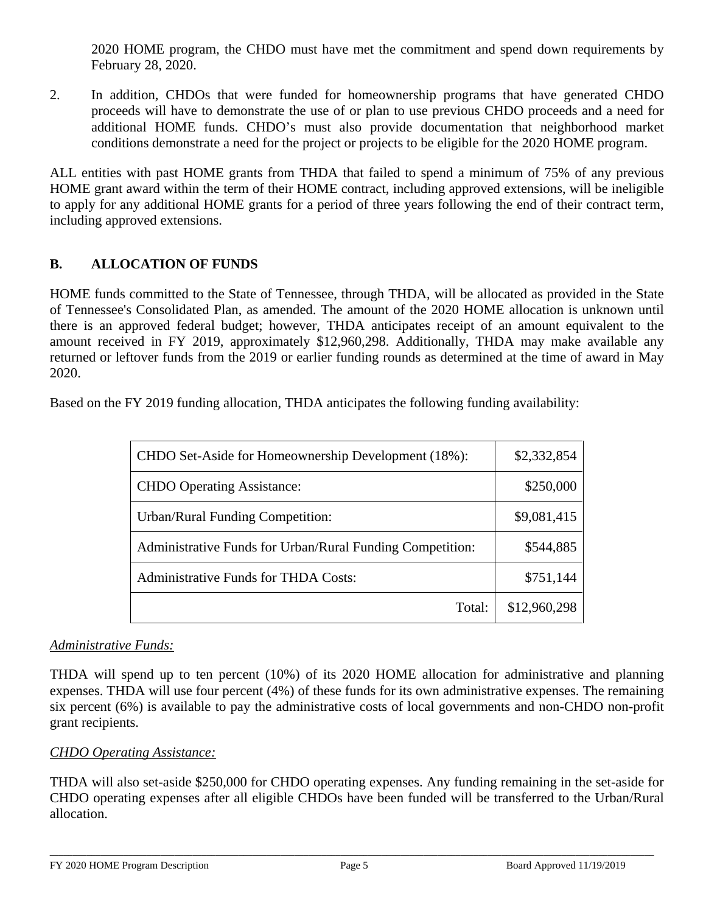2020 HOME program, the CHDO must have met the commitment and spend down requirements by February 28, 2020.

2. In addition, CHDOs that were funded for homeownership programs that have generated CHDO proceeds will have to demonstrate the use of or plan to use previous CHDO proceeds and a need for additional HOME funds. CHDO's must also provide documentation that neighborhood market conditions demonstrate a need for the project or projects to be eligible for the 2020 HOME program.

ALL entities with past HOME grants from THDA that failed to spend a minimum of 75% of any previous HOME grant award within the term of their HOME contract, including approved extensions, will be ineligible to apply for any additional HOME grants for a period of three years following the end of their contract term, including approved extensions.

## B. ALLOCATION OF FUNDS

HOME funds committed to the State of Tennessee, through THDA, will be allocated as provided in the State of Tennessee's Consolidated Plan, as amended. The amount of the 2020 HOME allocation is unknown until there is an approved federal budget; however, THDA anticipates receipt of an amount equivalent to the amount received in FY 2019, approximately $12,960,298. Additionally, THDA may make available any returned or leftover funds from the 2019 or earlier funding rounds as determined at the time of award in May 2020.

Based on the FY 2019 funding allocation, THDA anticipates the following funding availability:

| | |
|---|---:|
| CHDO Set-Aside for Homeownership Development (18%): | $2,332,854 |
| CHDO Operating Assistance: | $250,000 |
| Urban/Rural Funding Competition: | $9,081,415 |
| Administrative Funds for Urban/Rural Funding Competition: | $544,885 |
| Administrative Funds for THDA Costs: | $751,144 |
| Total: | $12,960,298 |

*Administrative Funds:*

THDA will spend up to ten percent (10%) of its 2020 HOME allocation for administrative and planning expenses. THDA will use four percent (4%) of these funds for its own administrative expenses. The remaining six percent (6%) is available to pay the administrative costs of local governments and non-CHDO non-profit grant recipients.

*CHDO Operating Assistance:*

THDA will also set-aside $250,000 for CHDO operating expenses. Any funding remaining in the set-aside for CHDO operating expenses after all eligible CHDOs have been funded will be transferred to the Urban/Rural allocation.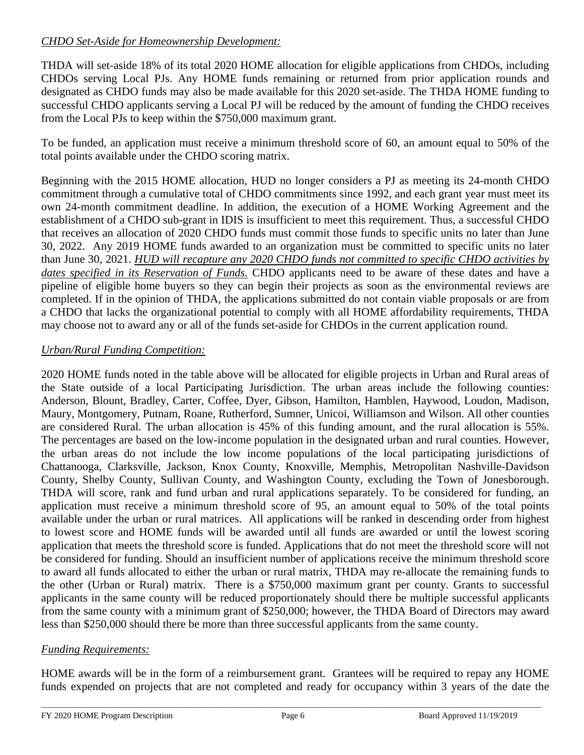*CHDO Set-Aside for Homeownership Development:*

THDA will set-aside 18% of its total 2020 HOME allocation for eligible applications from CHDOs, including CHDOs serving Local PJs. Any HOME funds remaining or returned from prior application rounds and designated as CHDO funds may also be made available for this 2020 set-aside. The THDA HOME funding to successful CHDO applicants serving a Local PJ will be reduced by the amount of funding the CHDO receives from the Local PJs to keep within the $750,000 maximum grant.

To be funded, an application must receive a minimum threshold score of 60, an amount equal to 50% of the total points available under the CHDO scoring matrix.

Beginning with the 2015 HOME allocation, HUD no longer considers a PJ as meeting its 24-month CHDO commitment through a cumulative total of CHDO commitments since 1992, and each grant year must meet its own 24-month commitment deadline. In addition, the execution of a HOME Working Agreement and the establishment of a CHDO sub-grant in IDIS is insufficient to meet this requirement. Thus, a successful CHDO that receives an allocation of 2020 CHDO funds must commit those funds to specific units no later than June 30, 2022. Any 2019 HOME funds awarded to an organization must be committed to specific units no later than June 30, 2021. *HUD will recapture any 2020 CHDO funds not committed to specific CHDO activities by dates specified in its Reservation of Funds.* CHDO applicants need to be aware of these dates and have a pipeline of eligible home buyers so they can begin their projects as soon as the environmental reviews are completed. If in the opinion of THDA, the applications submitted do not contain viable proposals or are from a CHDO that lacks the organizational potential to comply with all HOME affordability requirements, THDA may choose not to award any or all of the funds set-aside for CHDOs in the current application round.

*Urban/Rural Funding Competition:*

2020 HOME funds noted in the table above will be allocated for eligible projects in Urban and Rural areas of the State outside of a local Participating Jurisdiction. The urban areas include the following counties: Anderson, Blount, Bradley, Carter, Coffee, Dyer, Gibson, Hamilton, Hamblen, Haywood, Loudon, Madison, Maury, Montgomery, Putnam, Roane, Rutherford, Sumner, Unicoi, Williamson and Wilson. All other counties are considered Rural. The urban allocation is 45% of this funding amount, and the rural allocation is 55%. The percentages are based on the low-income population in the designated urban and rural counties. However, the urban areas do not include the low income populations of the local participating jurisdictions of Chattanooga, Clarksville, Jackson, Knox County, Knoxville, Memphis, Metropolitan Nashville-Davidson County, Shelby County, Sullivan County, and Washington County, excluding the Town of Jonesborough. THDA will score, rank and fund urban and rural applications separately. To be considered for funding, an application must receive a minimum threshold score of 95, an amount equal to 50% of the total points available under the urban or rural matrices. All applications will be ranked in descending order from highest to lowest score and HOME funds will be awarded until all funds are awarded or until the lowest scoring application that meets the threshold score is funded. Applications that do not meet the threshold score will not be considered for funding. Should an insufficient number of applications receive the minimum threshold score to award all funds allocated to either the urban or rural matrix, THDA may re-allocate the remaining funds to the other (Urban or Rural) matrix. There is a $750,000 maximum grant per county. Grants to successful applicants in the same county will be reduced proportionately should there be multiple successful applicants from the same county with a minimum grant of $250,000; however, the THDA Board of Directors may award less than $250,000 should there be more than three successful applicants from the same county.

*Funding Requirements:*

HOME awards will be in the form of a reimbursement grant. Grantees will be required to repay any HOME funds expended on projects that are not completed and ready for occupancy within 3 years of the date the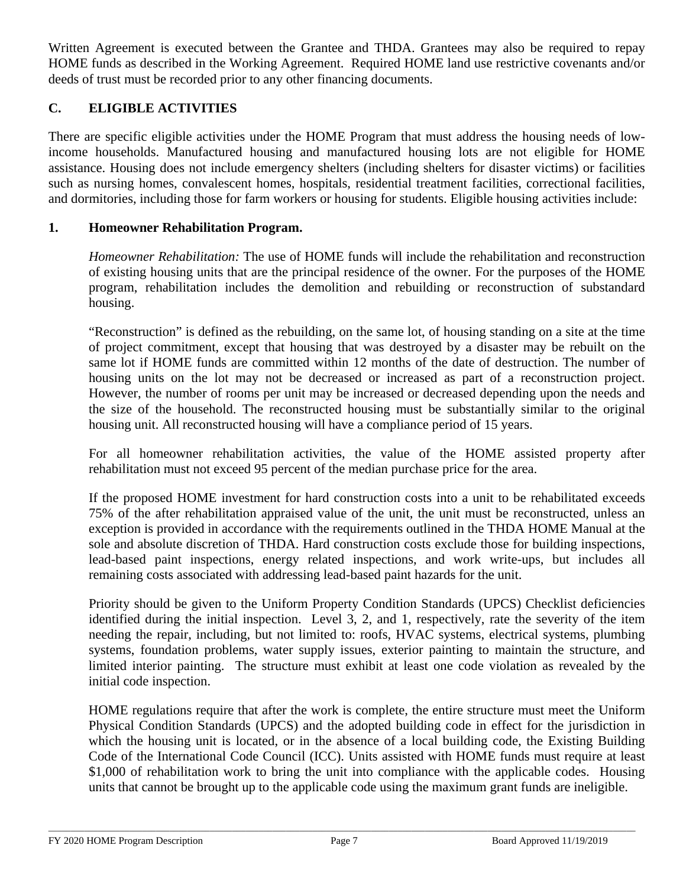Written Agreement is executed between the Grantee and THDA. Grantees may also be required to repay HOME funds as described in the Working Agreement. Required HOME land use restrictive covenants and/or deeds of trust must be recorded prior to any other financing documents.

## C. ELIGIBLE ACTIVITIES

There are specific eligible activities under the HOME Program that must address the housing needs of low-income households. Manufactured housing and manufactured housing lots are not eligible for HOME assistance. Housing does not include emergency shelters (including shelters for disaster victims) or facilities such as nursing homes, convalescent homes, hospitals, residential treatment facilities, correctional facilities, and dormitories, including those for farm workers or housing for students. Eligible housing activities include:

### 1. Homeowner Rehabilitation Program.

*Homeowner Rehabilitation:* The use of HOME funds will include the rehabilitation and reconstruction of existing housing units that are the principal residence of the owner. For the purposes of the HOME program, rehabilitation includes the demolition and rebuilding or reconstruction of substandard housing.

"Reconstruction" is defined as the rebuilding, on the same lot, of housing standing on a site at the time of project commitment, except that housing that was destroyed by a disaster may be rebuilt on the same lot if HOME funds are committed within 12 months of the date of destruction. The number of housing units on the lot may not be decreased or increased as part of a reconstruction project. However, the number of rooms per unit may be increased or decreased depending upon the needs and the size of the household. The reconstructed housing must be substantially similar to the original housing unit. All reconstructed housing will have a compliance period of 15 years.

For all homeowner rehabilitation activities, the value of the HOME assisted property after rehabilitation must not exceed 95 percent of the median purchase price for the area.

If the proposed HOME investment for hard construction costs into a unit to be rehabilitated exceeds 75% of the after rehabilitation appraised value of the unit, the unit must be reconstructed, unless an exception is provided in accordance with the requirements outlined in the THDA HOME Manual at the sole and absolute discretion of THDA. Hard construction costs exclude those for building inspections, lead-based paint inspections, energy related inspections, and work write-ups, but includes all remaining costs associated with addressing lead-based paint hazards for the unit.

Priority should be given to the Uniform Property Condition Standards (UPCS) Checklist deficiencies identified during the initial inspection. Level 3, 2, and 1, respectively, rate the severity of the item needing the repair, including, but not limited to: roofs, HVAC systems, electrical systems, plumbing systems, foundation problems, water supply issues, exterior painting to maintain the structure, and limited interior painting. The structure must exhibit at least one code violation as revealed by the initial code inspection.

HOME regulations require that after the work is complete, the entire structure must meet the Uniform Physical Condition Standards (UPCS) and the adopted building code in effect for the jurisdiction in which the housing unit is located, or in the absence of a local building code, the Existing Building Code of the International Code Council (ICC). Units assisted with HOME funds must require at least $1,000 of rehabilitation work to bring the unit into compliance with the applicable codes. Housing units that cannot be brought up to the applicable code using the maximum grant funds are ineligible.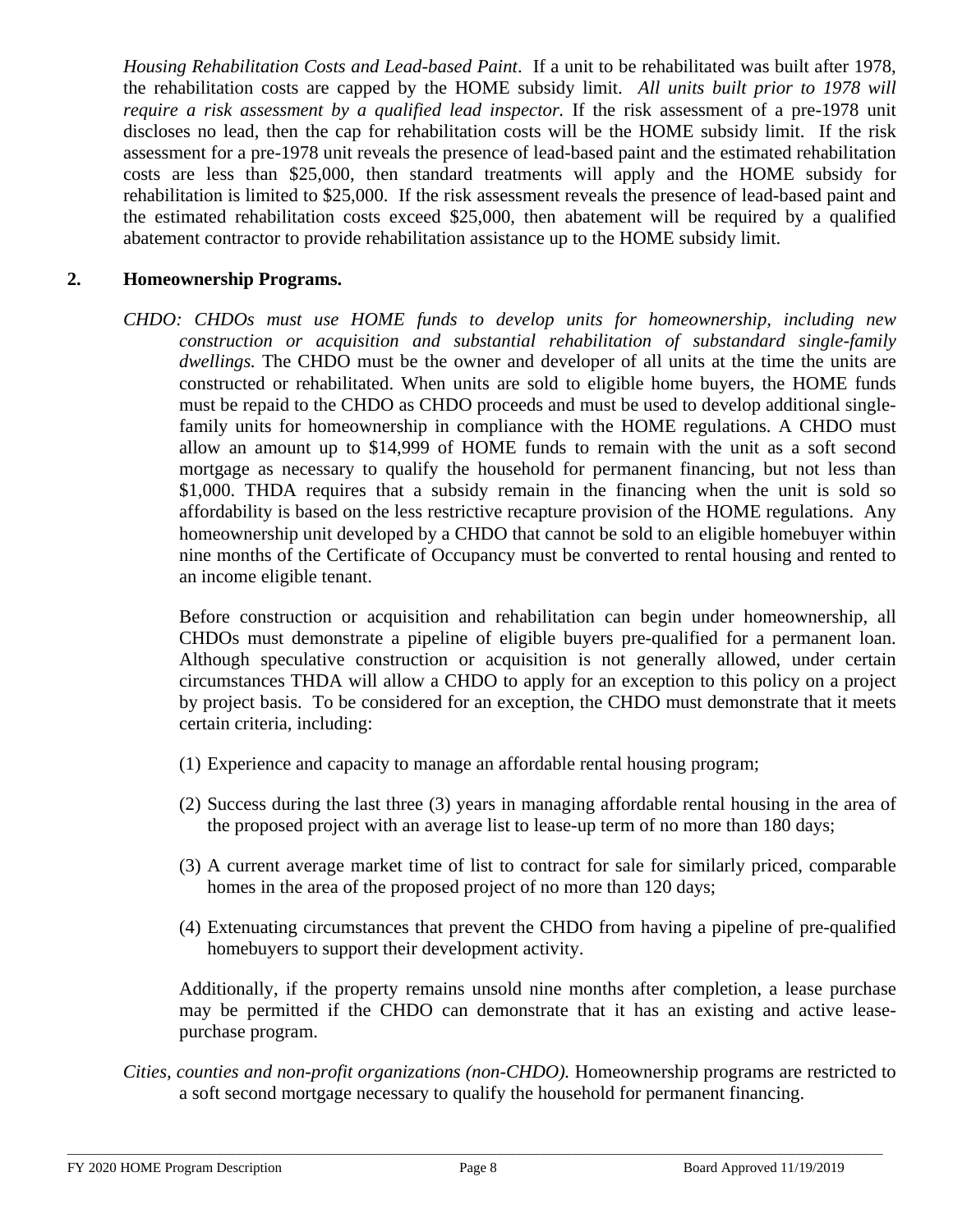*Housing Rehabilitation Costs and Lead-based Paint*. If a unit to be rehabilitated was built after 1978, the rehabilitation costs are capped by the HOME subsidy limit. *All units built prior to 1978 will require a risk assessment by a qualified lead inspector.* If the risk assessment of a pre-1978 unit discloses no lead, then the cap for rehabilitation costs will be the HOME subsidy limit. If the risk assessment for a pre-1978 unit reveals the presence of lead-based paint and the estimated rehabilitation costs are less than $25,000, then standard treatments will apply and the HOME subsidy for rehabilitation is limited to $25,000. If the risk assessment reveals the presence of lead-based paint and the estimated rehabilitation costs exceed $25,000, then abatement will be required by a qualified abatement contractor to provide rehabilitation assistance up to the HOME subsidy limit.

## 2. Homeownership Programs.

*CHDO: CHDOs must use HOME funds to develop units for homeownership, including new construction or acquisition and substantial rehabilitation of substandard single-family dwellings.* The CHDO must be the owner and developer of all units at the time the units are constructed or rehabilitated. When units are sold to eligible home buyers, the HOME funds must be repaid to the CHDO as CHDO proceeds and must be used to develop additional single-family units for homeownership in compliance with the HOME regulations. A CHDO must allow an amount up to $14,999 of HOME funds to remain with the unit as a soft second mortgage as necessary to qualify the household for permanent financing, but not less than $1,000. THDA requires that a subsidy remain in the financing when the unit is sold so affordability is based on the less restrictive recapture provision of the HOME regulations. Any homeownership unit developed by a CHDO that cannot be sold to an eligible homebuyer within nine months of the Certificate of Occupancy must be converted to rental housing and rented to an income eligible tenant.

Before construction or acquisition and rehabilitation can begin under homeownership, all CHDOs must demonstrate a pipeline of eligible buyers pre-qualified for a permanent loan. Although speculative construction or acquisition is not generally allowed, under certain circumstances THDA will allow a CHDO to apply for an exception to this policy on a project by project basis. To be considered for an exception, the CHDO must demonstrate that it meets certain criteria, including:

(1) Experience and capacity to manage an affordable rental housing program;

(2) Success during the last three (3) years in managing affordable rental housing in the area of the proposed project with an average list to lease-up term of no more than 180 days;

(3) A current average market time of list to contract for sale for similarly priced, comparable homes in the area of the proposed project of no more than 120 days;

(4) Extenuating circumstances that prevent the CHDO from having a pipeline of pre-qualified homebuyers to support their development activity.

Additionally, if the property remains unsold nine months after completion, a lease purchase may be permitted if the CHDO can demonstrate that it has an existing and active lease-purchase program.

*Cities, counties and non-profit organizations (non-CHDO).* Homeownership programs are restricted to a soft second mortgage necessary to qualify the household for permanent financing.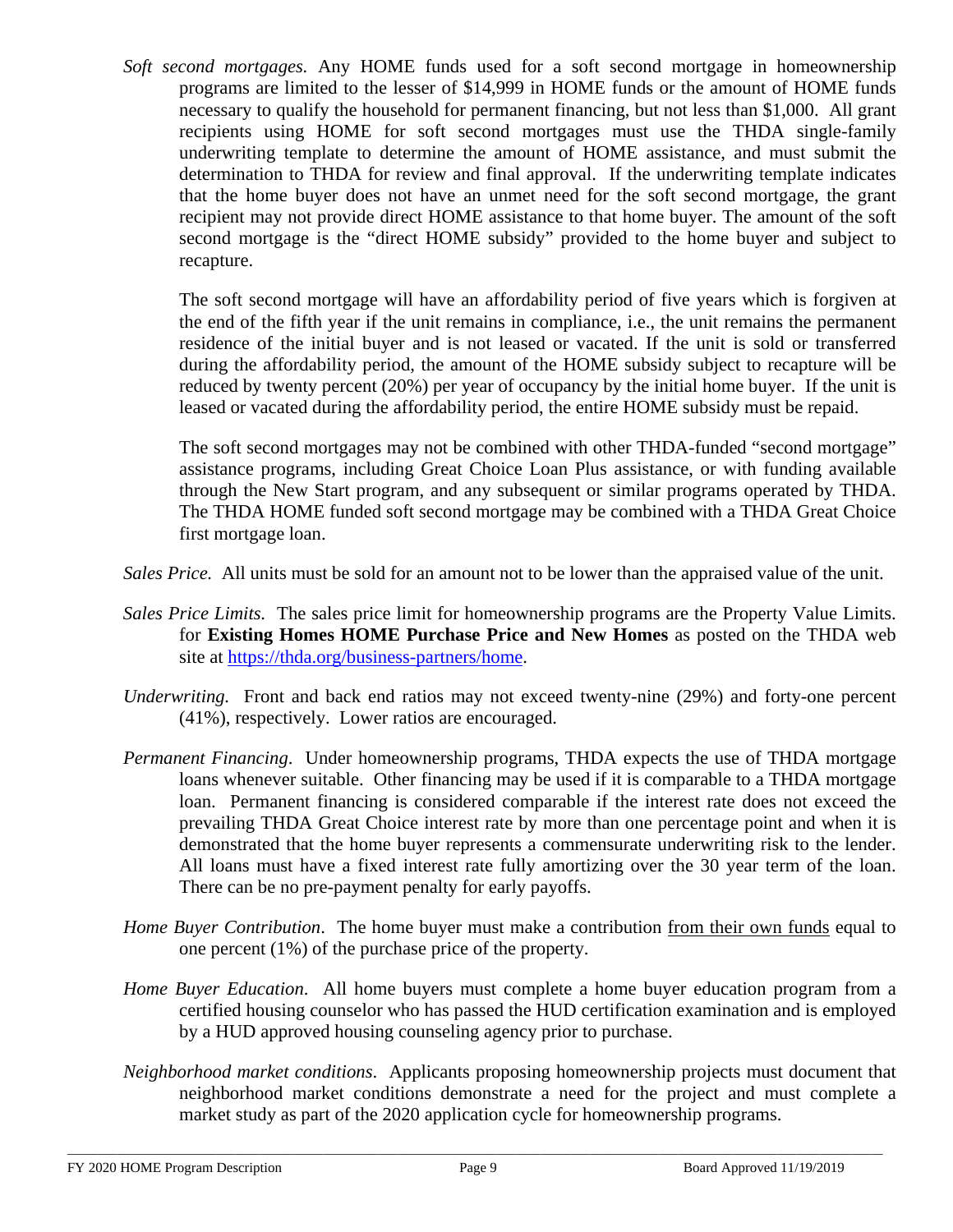*Soft second mortgages.* Any HOME funds used for a soft second mortgage in homeownership programs are limited to the lesser of $14,999 in HOME funds or the amount of HOME funds necessary to qualify the household for permanent financing, but not less than $1,000. All grant recipients using HOME for soft second mortgages must use the THDA single-family underwriting template to determine the amount of HOME assistance, and must submit the determination to THDA for review and final approval. If the underwriting template indicates that the home buyer does not have an unmet need for the soft second mortgage, the grant recipient may not provide direct HOME assistance to that home buyer. The amount of the soft second mortgage is the "direct HOME subsidy" provided to the home buyer and subject to recapture.

The soft second mortgage will have an affordability period of five years which is forgiven at the end of the fifth year if the unit remains in compliance, i.e., the unit remains the permanent residence of the initial buyer and is not leased or vacated. If the unit is sold or transferred during the affordability period, the amount of the HOME subsidy subject to recapture will be reduced by twenty percent (20%) per year of occupancy by the initial home buyer. If the unit is leased or vacated during the affordability period, the entire HOME subsidy must be repaid.

The soft second mortgages may not be combined with other THDA-funded "second mortgage" assistance programs, including Great Choice Loan Plus assistance, or with funding available through the New Start program, and any subsequent or similar programs operated by THDA. The THDA HOME funded soft second mortgage may be combined with a THDA Great Choice first mortgage loan.

*Sales Price.* All units must be sold for an amount not to be lower than the appraised value of the unit.

*Sales Price Limits.* The sales price limit for homeownership programs are the Property Value Limits. for **Existing Homes HOME Purchase Price and New Homes** as posted on the THDA web site at https://thda.org/business-partners/home.

*Underwriting.* Front and back end ratios may not exceed twenty-nine (29%) and forty-one percent (41%), respectively. Lower ratios are encouraged.

*Permanent Financing.* Under homeownership programs, THDA expects the use of THDA mortgage loans whenever suitable. Other financing may be used if it is comparable to a THDA mortgage loan. Permanent financing is considered comparable if the interest rate does not exceed the prevailing THDA Great Choice interest rate by more than one percentage point and when it is demonstrated that the home buyer represents a commensurate underwriting risk to the lender. All loans must have a fixed interest rate fully amortizing over the 30 year term of the loan. There can be no pre-payment penalty for early payoffs.

*Home Buyer Contribution.* The home buyer must make a contribution from their own funds equal to one percent (1%) of the purchase price of the property.

*Home Buyer Education.* All home buyers must complete a home buyer education program from a certified housing counselor who has passed the HUD certification examination and is employed by a HUD approved housing counseling agency prior to purchase.

*Neighborhood market conditions.* Applicants proposing homeownership projects must document that neighborhood market conditions demonstrate a need for the project and must complete a market study as part of the 2020 application cycle for homeownership programs.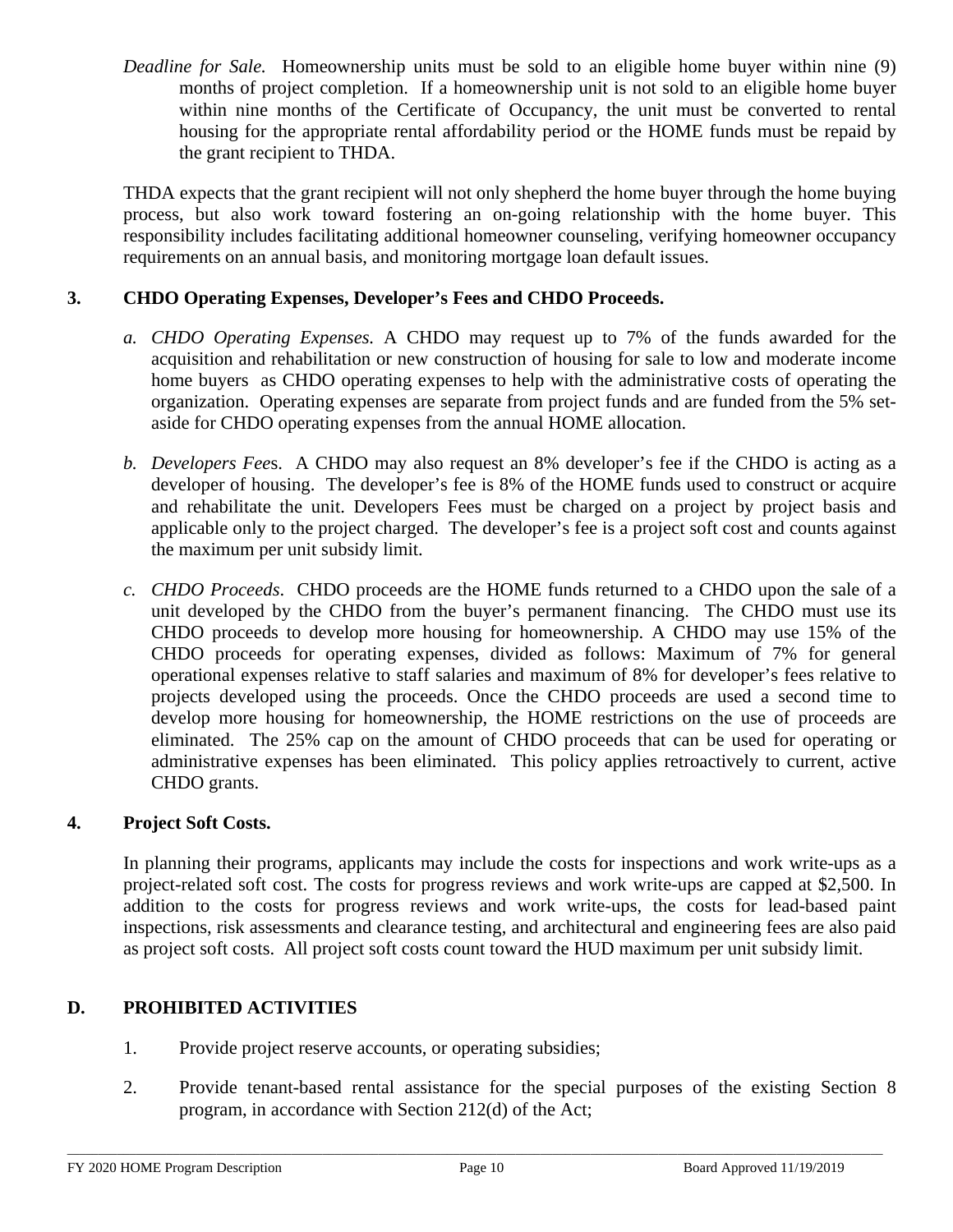*Deadline for Sale.* Homeownership units must be sold to an eligible home buyer within nine (9) months of project completion. If a homeownership unit is not sold to an eligible home buyer within nine months of the Certificate of Occupancy, the unit must be converted to rental housing for the appropriate rental affordability period or the HOME funds must be repaid by the grant recipient to THDA.

THDA expects that the grant recipient will not only shepherd the home buyer through the home buying process, but also work toward fostering an on-going relationship with the home buyer. This responsibility includes facilitating additional homeowner counseling, verifying homeowner occupancy requirements on an annual basis, and monitoring mortgage loan default issues.

**3. CHDO Operating Expenses, Developer's Fees and CHDO Proceeds.**

a. *CHDO Operating Expenses.* A CHDO may request up to 7% of the funds awarded for the acquisition and rehabilitation or new construction of housing for sale to low and moderate income home buyers as CHDO operating expenses to help with the administrative costs of operating the organization. Operating expenses are separate from project funds and are funded from the 5% set-aside for CHDO operating expenses from the annual HOME allocation.

b. *Developers Fees.* A CHDO may also request an 8% developer's fee if the CHDO is acting as a developer of housing. The developer's fee is 8% of the HOME funds used to construct or acquire and rehabilitate the unit. Developers Fees must be charged on a project by project basis and applicable only to the project charged. The developer's fee is a project soft cost and counts against the maximum per unit subsidy limit.

c. *CHDO Proceeds.* CHDO proceeds are the HOME funds returned to a CHDO upon the sale of a unit developed by the CHDO from the buyer's permanent financing. The CHDO must use its CHDO proceeds to develop more housing for homeownership. A CHDO may use 15% of the CHDO proceeds for operating expenses, divided as follows: Maximum of 7% for general operational expenses relative to staff salaries and maximum of 8% for developer's fees relative to projects developed using the proceeds. Once the CHDO proceeds are used a second time to develop more housing for homeownership, the HOME restrictions on the use of proceeds are eliminated. The 25% cap on the amount of CHDO proceeds that can be used for operating or administrative expenses has been eliminated. This policy applies retroactively to current, active CHDO grants.

**4. Project Soft Costs.**

In planning their programs, applicants may include the costs for inspections and work write-ups as a project-related soft cost. The costs for progress reviews and work write-ups are capped at $2,500. In addition to the costs for progress reviews and work write-ups, the costs for lead-based paint inspections, risk assessments and clearance testing, and architectural and engineering fees are also paid as project soft costs. All project soft costs count toward the HUD maximum per unit subsidy limit.

## D. PROHIBITED ACTIVITIES

1. Provide project reserve accounts, or operating subsidies;
2. Provide tenant-based rental assistance for the special purposes of the existing Section 8 program, in accordance with Section 212(d) of the Act;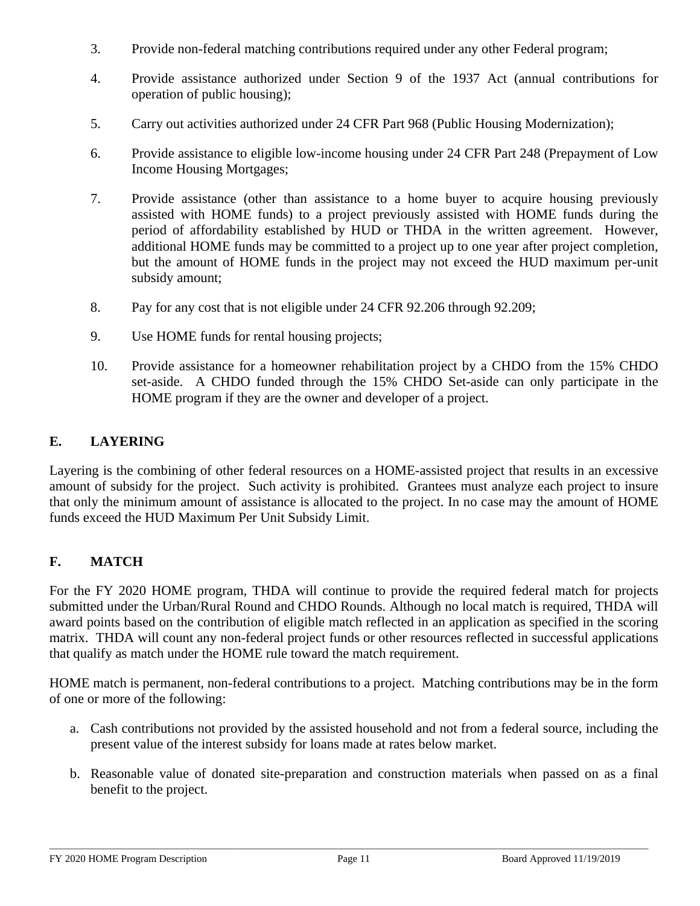3. Provide non-federal matching contributions required under any other Federal program;
4. Provide assistance authorized under Section 9 of the 1937 Act (annual contributions for operation of public housing);
5. Carry out activities authorized under 24 CFR Part 968 (Public Housing Modernization);
6. Provide assistance to eligible low-income housing under 24 CFR Part 248 (Prepayment of Low Income Housing Mortgages;
7. Provide assistance (other than assistance to a home buyer to acquire housing previously assisted with HOME funds) to a project previously assisted with HOME funds during the period of affordability established by HUD or THDA in the written agreement. However, additional HOME funds may be committed to a project up to one year after project completion, but the amount of HOME funds in the project may not exceed the HUD maximum per-unit subsidy amount;
8. Pay for any cost that is not eligible under 24 CFR 92.206 through 92.209;
9. Use HOME funds for rental housing projects;
10. Provide assistance for a homeowner rehabilitation project by a CHDO from the 15% CHDO set-aside. A CHDO funded through the 15% CHDO Set-aside can only participate in the HOME program if they are the owner and developer of a project.

## E. LAYERING

Layering is the combining of other federal resources on a HOME-assisted project that results in an excessive amount of subsidy for the project. Such activity is prohibited. Grantees must analyze each project to insure that only the minimum amount of assistance is allocated to the project. In no case may the amount of HOME funds exceed the HUD Maximum Per Unit Subsidy Limit.

## F. MATCH

For the FY 2020 HOME program, THDA will continue to provide the required federal match for projects submitted under the Urban/Rural Round and CHDO Rounds. Although no local match is required, THDA will award points based on the contribution of eligible match reflected in an application as specified in the scoring matrix. THDA will count any non-federal project funds or other resources reflected in successful applications that qualify as match under the HOME rule toward the match requirement.

HOME match is permanent, non-federal contributions to a project. Matching contributions may be in the form of one or more of the following:

a. Cash contributions not provided by the assisted household and not from a federal source, including the present value of the interest subsidy for loans made at rates below market.
b. Reasonable value of donated site-preparation and construction materials when passed on as a final benefit to the project.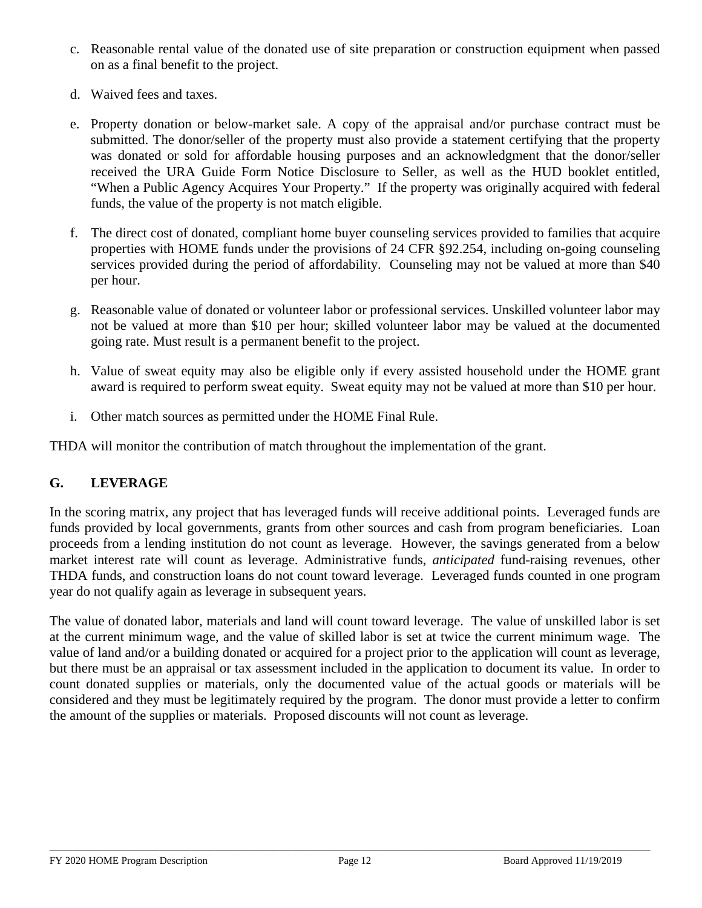c. Reasonable rental value of the donated use of site preparation or construction equipment when passed on as a final benefit to the project.

d. Waived fees and taxes.

e. Property donation or below-market sale. A copy of the appraisal and/or purchase contract must be submitted. The donor/seller of the property must also provide a statement certifying that the property was donated or sold for affordable housing purposes and an acknowledgment that the donor/seller received the URA Guide Form Notice Disclosure to Seller, as well as the HUD booklet entitled, "When a Public Agency Acquires Your Property." If the property was originally acquired with federal funds, the value of the property is not match eligible.

f. The direct cost of donated, compliant home buyer counseling services provided to families that acquire properties with HOME funds under the provisions of 24 CFR §92.254, including on-going counseling services provided during the period of affordability. Counseling may not be valued at more than $40 per hour.

g. Reasonable value of donated or volunteer labor or professional services. Unskilled volunteer labor may not be valued at more than $10 per hour; skilled volunteer labor may be valued at the documented going rate. Must result is a permanent benefit to the project.

h. Value of sweat equity may also be eligible only if every assisted household under the HOME grant award is required to perform sweat equity. Sweat equity may not be valued at more than $10 per hour.

i. Other match sources as permitted under the HOME Final Rule.

THDA will monitor the contribution of match throughout the implementation of the grant.

## G. LEVERAGE

In the scoring matrix, any project that has leveraged funds will receive additional points. Leveraged funds are funds provided by local governments, grants from other sources and cash from program beneficiaries. Loan proceeds from a lending institution do not count as leverage. However, the savings generated from a below market interest rate will count as leverage. Administrative funds, *anticipated* fund-raising revenues, other THDA funds, and construction loans do not count toward leverage. Leveraged funds counted in one program year do not qualify again as leverage in subsequent years.

The value of donated labor, materials and land will count toward leverage. The value of unskilled labor is set at the current minimum wage, and the value of skilled labor is set at twice the current minimum wage. The value of land and/or a building donated or acquired for a project prior to the application will count as leverage, but there must be an appraisal or tax assessment included in the application to document its value. In order to count donated supplies or materials, only the documented value of the actual goods or materials will be considered and they must be legitimately required by the program. The donor must provide a letter to confirm the amount of the supplies or materials. Proposed discounts will not count as leverage.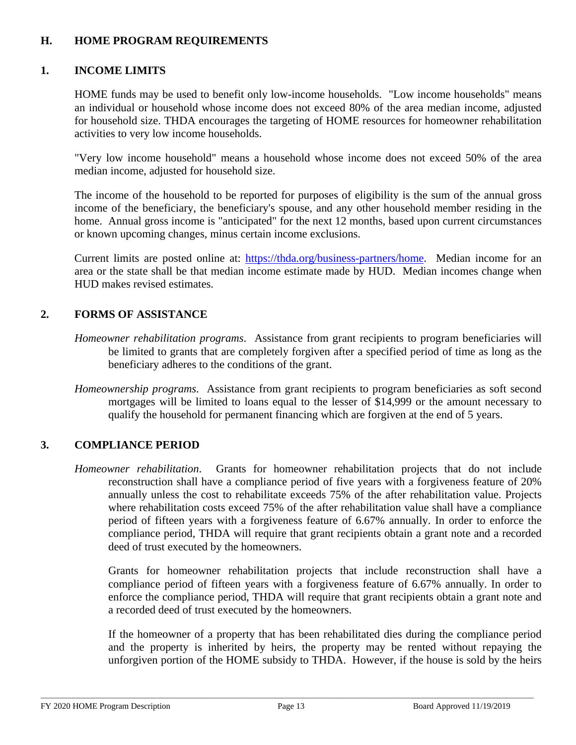## H. HOME PROGRAM REQUIREMENTS

### 1. INCOME LIMITS

HOME funds may be used to benefit only low-income households. "Low income households" means an individual or household whose income does not exceed 80% of the area median income, adjusted for household size. THDA encourages the targeting of HOME resources for homeowner rehabilitation activities to very low income households.

"Very low income household" means a household whose income does not exceed 50% of the area median income, adjusted for household size.

The income of the household to be reported for purposes of eligibility is the sum of the annual gross income of the beneficiary, the beneficiary's spouse, and any other household member residing in the home. Annual gross income is "anticipated" for the next 12 months, based upon current circumstances or known upcoming changes, minus certain income exclusions.

Current limits are posted online at: [https://thda.org/business-partners/home](https://thda.org/business-partners/home). Median income for an area or the state shall be that median income estimate made by HUD. Median incomes change when HUD makes revised estimates.

### 2. FORMS OF ASSISTANCE

*Homeowner rehabilitation programs*. Assistance from grant recipients to program beneficiaries will be limited to grants that are completely forgiven after a specified period of time as long as the beneficiary adheres to the conditions of the grant.

*Homeownership programs*. Assistance from grant recipients to program beneficiaries as soft second mortgages will be limited to loans equal to the lesser of $14,999 or the amount necessary to qualify the household for permanent financing which are forgiven at the end of 5 years.

### 3. COMPLIANCE PERIOD

*Homeowner rehabilitation*. Grants for homeowner rehabilitation projects that do not include reconstruction shall have a compliance period of five years with a forgiveness feature of 20% annually unless the cost to rehabilitate exceeds 75% of the after rehabilitation value. Projects where rehabilitation costs exceed 75% of the after rehabilitation value shall have a compliance period of fifteen years with a forgiveness feature of 6.67% annually. In order to enforce the compliance period, THDA will require that grant recipients obtain a grant note and a recorded deed of trust executed by the homeowners.

Grants for homeowner rehabilitation projects that include reconstruction shall have a compliance period of fifteen years with a forgiveness feature of 6.67% annually. In order to enforce the compliance period, THDA will require that grant recipients obtain a grant note and a recorded deed of trust executed by the homeowners.

If the homeowner of a property that has been rehabilitated dies during the compliance period and the property is inherited by heirs, the property may be rented without repaying the unforgiven portion of the HOME subsidy to THDA. However, if the house is sold by the heirs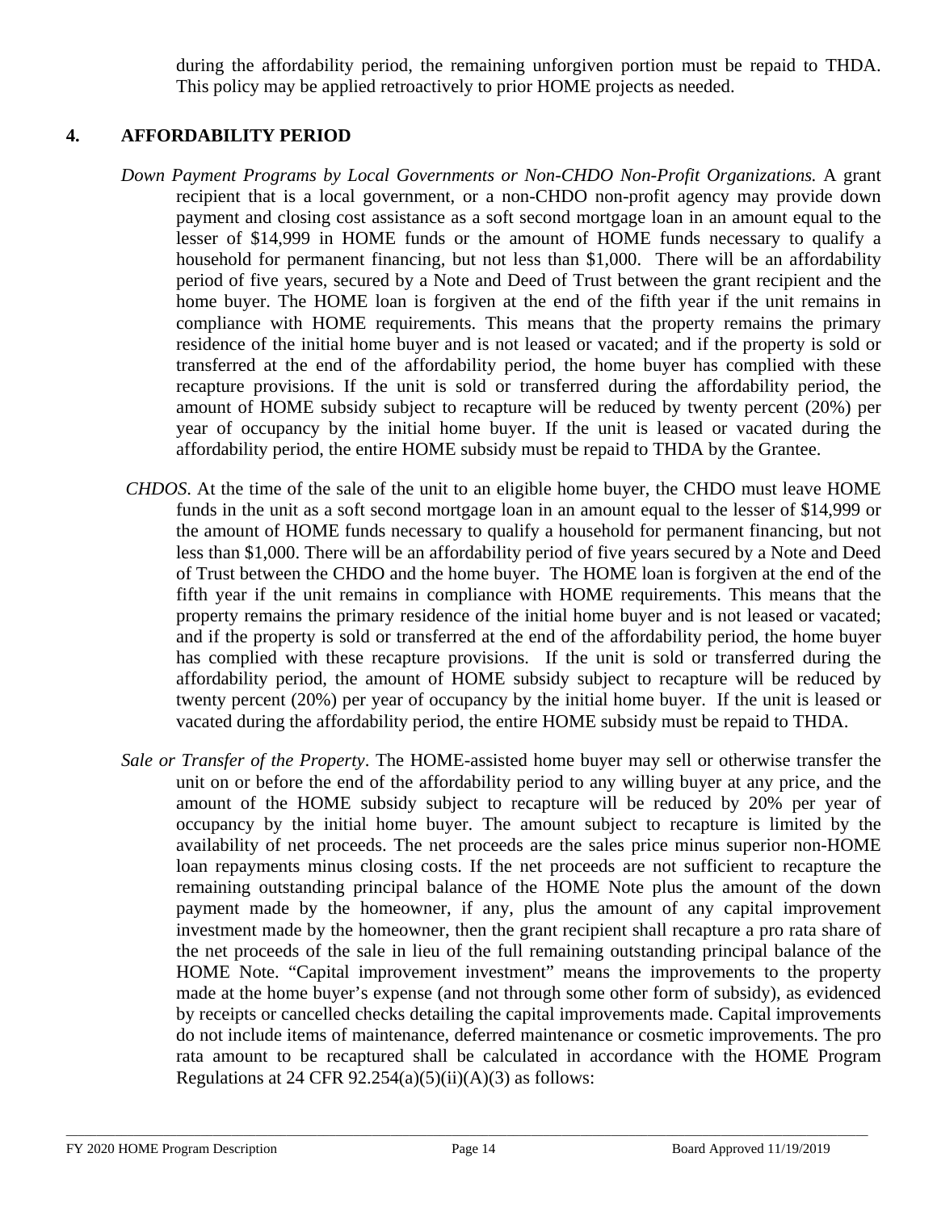during the affordability period, the remaining unforgiven portion must be repaid to THDA. This policy may be applied retroactively to prior HOME projects as needed.

## 4. AFFORDABILITY PERIOD

*Down Payment Programs by Local Governments or Non-CHDO Non-Profit Organizations.* A grant recipient that is a local government, or a non-CHDO non-profit agency may provide down payment and closing cost assistance as a soft second mortgage loan in an amount equal to the lesser of $14,999 in HOME funds or the amount of HOME funds necessary to qualify a household for permanent financing, but not less than $1,000. There will be an affordability period of five years, secured by a Note and Deed of Trust between the grant recipient and the home buyer. The HOME loan is forgiven at the end of the fifth year if the unit remains in compliance with HOME requirements. This means that the property remains the primary residence of the initial home buyer and is not leased or vacated; and if the property is sold or transferred at the end of the affordability period, the home buyer has complied with these recapture provisions. If the unit is sold or transferred during the affordability period, the amount of HOME subsidy subject to recapture will be reduced by twenty percent (20%) per year of occupancy by the initial home buyer. If the unit is leased or vacated during the affordability period, the entire HOME subsidy must be repaid to THDA by the Grantee.

*CHDOS*. At the time of the sale of the unit to an eligible home buyer, the CHDO must leave HOME funds in the unit as a soft second mortgage loan in an amount equal to the lesser of $14,999 or the amount of HOME funds necessary to qualify a household for permanent financing, but not less than $1,000. There will be an affordability period of five years secured by a Note and Deed of Trust between the CHDO and the home buyer. The HOME loan is forgiven at the end of the fifth year if the unit remains in compliance with HOME requirements. This means that the property remains the primary residence of the initial home buyer and is not leased or vacated; and if the property is sold or transferred at the end of the affordability period, the home buyer has complied with these recapture provisions. If the unit is sold or transferred during the affordability period, the amount of HOME subsidy subject to recapture will be reduced by twenty percent (20%) per year of occupancy by the initial home buyer. If the unit is leased or vacated during the affordability period, the entire HOME subsidy must be repaid to THDA.

*Sale or Transfer of the Property*. The HOME-assisted home buyer may sell or otherwise transfer the unit on or before the end of the affordability period to any willing buyer at any price, and the amount of the HOME subsidy subject to recapture will be reduced by 20% per year of occupancy by the initial home buyer. The amount subject to recapture is limited by the availability of net proceeds. The net proceeds are the sales price minus superior non-HOME loan repayments minus closing costs. If the net proceeds are not sufficient to recapture the remaining outstanding principal balance of the HOME Note plus the amount of the down payment made by the homeowner, if any, plus the amount of any capital improvement investment made by the homeowner, then the grant recipient shall recapture a pro rata share of the net proceeds of the sale in lieu of the full remaining outstanding principal balance of the HOME Note. "Capital improvement investment" means the improvements to the property made at the home buyer's expense (and not through some other form of subsidy), as evidenced by receipts or cancelled checks detailing the capital improvements made. Capital improvements do not include items of maintenance, deferred maintenance or cosmetic improvements. The pro rata amount to be recaptured shall be calculated in accordance with the HOME Program Regulations at 24 CFR 92.254(a)(5)(ii)(A)(3) as follows: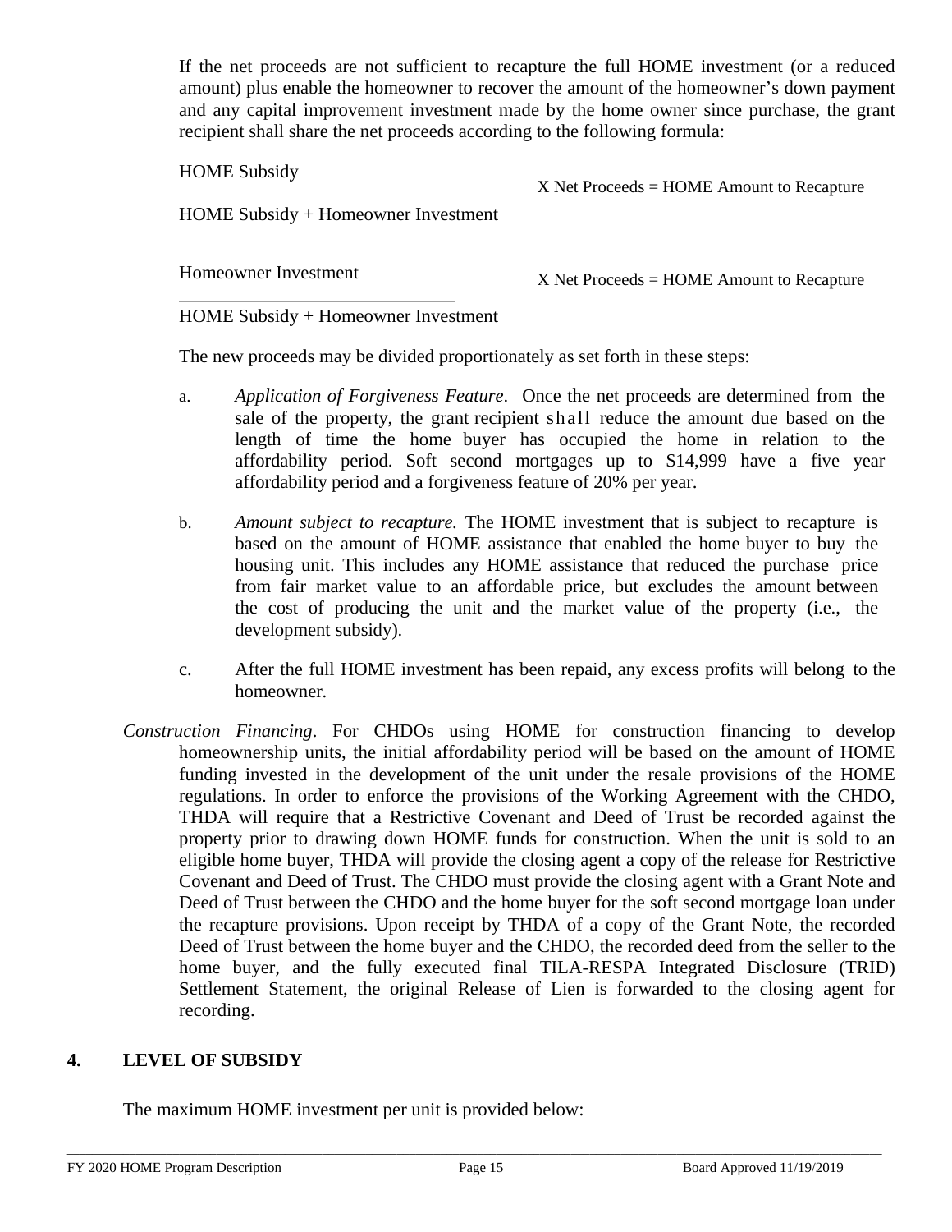If the net proceeds are not sufficient to recapture the full HOME investment (or a reduced amount) plus enable the homeowner to recover the amount of the homeowner's down payment and any capital improvement investment made by the home owner since purchase, the grant recipient shall share the net proceeds according to the following formula:

$$\frac{\text{HOME Subsidy}}{\text{HOME Subsidy + Homeowner Investment}} \text{ X Net Proceeds = HOME Amount to Recapture}$$

$$\frac{\text{Homeowner Investment}}{\text{HOME Subsidy + Homeowner Investment}} \text{ X Net Proceeds = HOME Amount to Recapture}$$

The new proceeds may be divided proportionately as set forth in these steps:

a. *Application of Forgiveness Feature*. Once the net proceeds are determined from the sale of the property, the grant recipient shall reduce the amount due based on the length of time the home buyer has occupied the home in relation to the affordability period. Soft second mortgages up to $14,999 have a five year affordability period and a forgiveness feature of 20% per year.

b. *Amount subject to recapture.* The HOME investment that is subject to recapture is based on the amount of HOME assistance that enabled the home buyer to buy the housing unit. This includes any HOME assistance that reduced the purchase price from fair market value to an affordable price, but excludes the amount between the cost of producing the unit and the market value of the property (i.e., the development subsidy).

c. After the full HOME investment has been repaid, any excess profits will belong to the homeowner.

*Construction Financing*. For CHDOs using HOME for construction financing to develop homeownership units, the initial affordability period will be based on the amount of HOME funding invested in the development of the unit under the resale provisions of the HOME regulations. In order to enforce the provisions of the Working Agreement with the CHDO, THDA will require that a Restrictive Covenant and Deed of Trust be recorded against the property prior to drawing down HOME funds for construction. When the unit is sold to an eligible home buyer, THDA will provide the closing agent a copy of the release for Restrictive Covenant and Deed of Trust. The CHDO must provide the closing agent with a Grant Note and Deed of Trust between the CHDO and the home buyer for the soft second mortgage loan under the recapture provisions. Upon receipt by THDA of a copy of the Grant Note, the recorded Deed of Trust between the home buyer and the CHDO, the recorded deed from the seller to the home buyer, and the fully executed final TILA-RESPA Integrated Disclosure (TRID) Settlement Statement, the original Release of Lien is forwarded to the closing agent for recording.

## 4. LEVEL OF SUBSIDY

The maximum HOME investment per unit is provided below: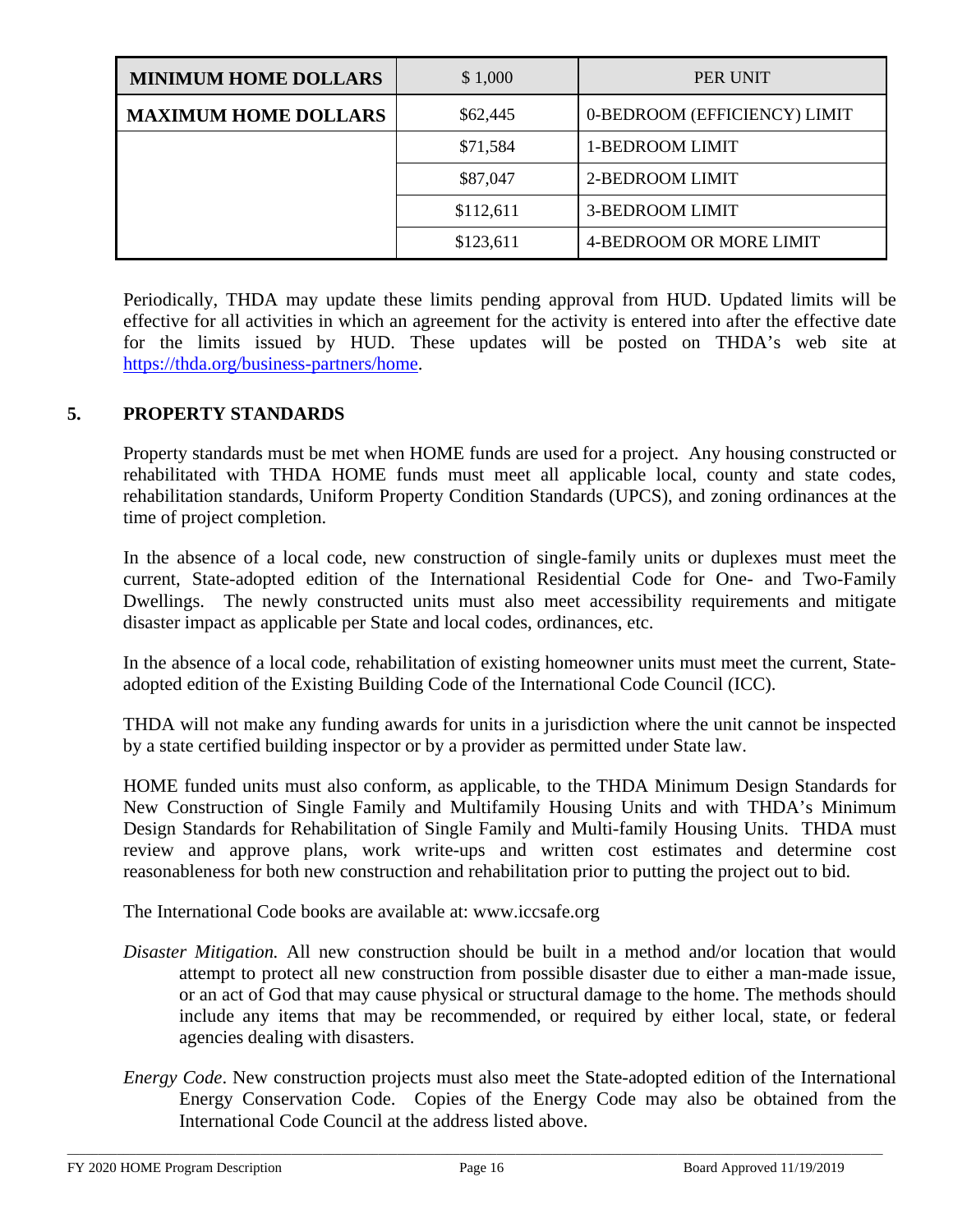| MINIMUM HOME DOLLARS | $ 1,000 | PER UNIT |
|---|---|---|
| **MAXIMUM HOME DOLLARS** | $62,445 | 0-BEDROOM (EFFICIENCY) LIMIT |
| | $71,584 | 1-BEDROOM LIMIT |
| | $87,047 | 2-BEDROOM LIMIT |
| | $112,611 | 3-BEDROOM LIMIT |
| | $123,611 | 4-BEDROOM OR MORE LIMIT |

Periodically, THDA may update these limits pending approval from HUD. Updated limits will be effective for all activities in which an agreement for the activity is entered into after the effective date for the limits issued by HUD. These updates will be posted on THDA's web site at https://thda.org/business-partners/home.

## 5. PROPERTY STANDARDS

Property standards must be met when HOME funds are used for a project. Any housing constructed or rehabilitated with THDA HOME funds must meet all applicable local, county and state codes, rehabilitation standards, Uniform Property Condition Standards (UPCS), and zoning ordinances at the time of project completion.

In the absence of a local code, new construction of single-family units or duplexes must meet the current, State-adopted edition of the International Residential Code for One- and Two-Family Dwellings. The newly constructed units must also meet accessibility requirements and mitigate disaster impact as applicable per State and local codes, ordinances, etc.

In the absence of a local code, rehabilitation of existing homeowner units must meet the current, State-adopted edition of the Existing Building Code of the International Code Council (ICC).

THDA will not make any funding awards for units in a jurisdiction where the unit cannot be inspected by a state certified building inspector or by a provider as permitted under State law.

HOME funded units must also conform, as applicable, to the THDA Minimum Design Standards for New Construction of Single Family and Multifamily Housing Units and with THDA's Minimum Design Standards for Rehabilitation of Single Family and Multi-family Housing Units. THDA must review and approve plans, work write-ups and written cost estimates and determine cost reasonableness for both new construction and rehabilitation prior to putting the project out to bid.

The International Code books are available at: www.iccsafe.org

*Disaster Mitigation.* All new construction should be built in a method and/or location that would attempt to protect all new construction from possible disaster due to either a man-made issue, or an act of God that may cause physical or structural damage to the home. The methods should include any items that may be recommended, or required by either local, state, or federal agencies dealing with disasters.

*Energy Code*. New construction projects must also meet the State-adopted edition of the International Energy Conservation Code. Copies of the Energy Code may also be obtained from the International Code Council at the address listed above.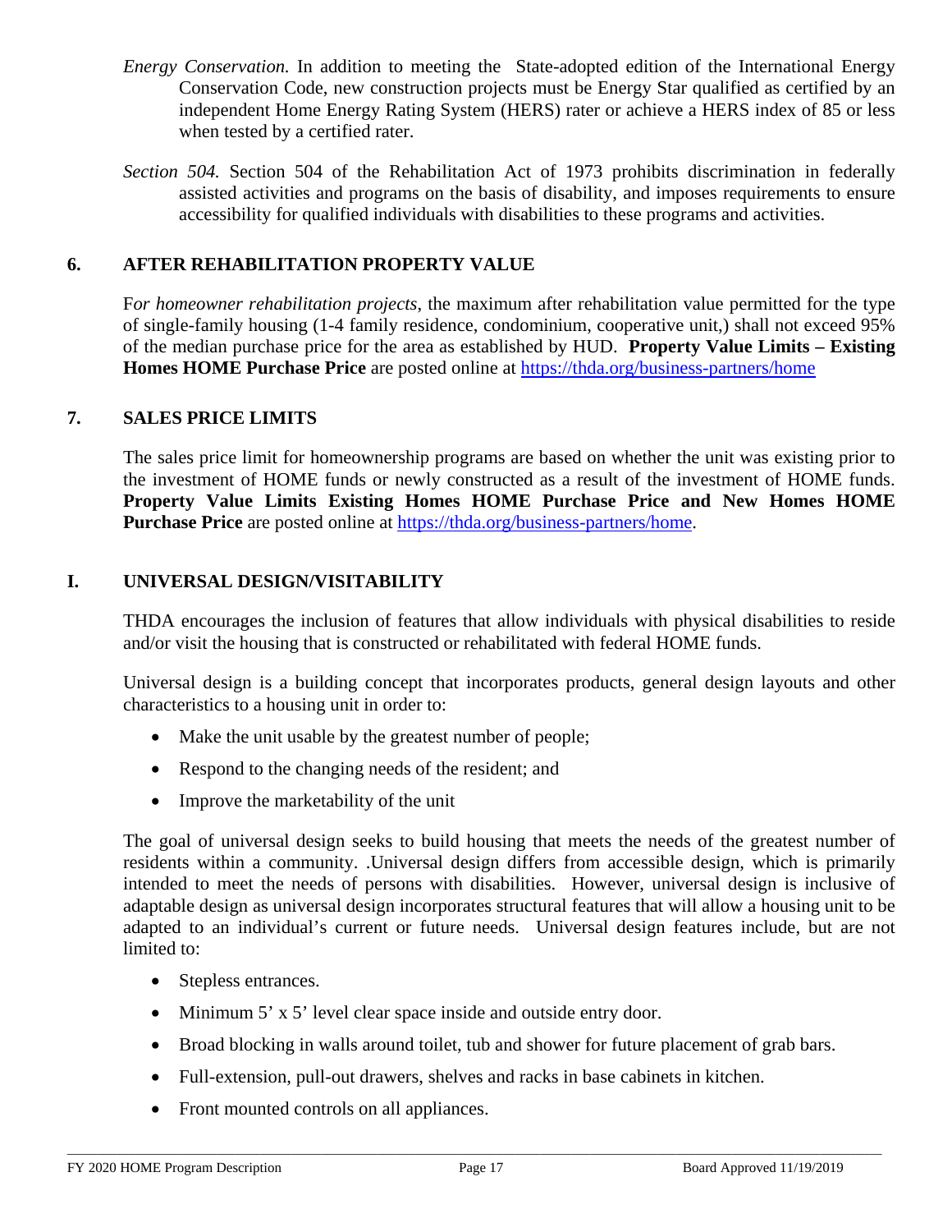*Energy Conservation.* In addition to meeting the State-adopted edition of the International Energy Conservation Code, new construction projects must be Energy Star qualified as certified by an independent Home Energy Rating System (HERS) rater or achieve a HERS index of 85 or less when tested by a certified rater.

*Section 504.* Section 504 of the Rehabilitation Act of 1973 prohibits discrimination in federally assisted activities and programs on the basis of disability, and imposes requirements to ensure accessibility for qualified individuals with disabilities to these programs and activities.

## 6. AFTER REHABILITATION PROPERTY VALUE

F*or homeowner rehabilitation projects,* the maximum after rehabilitation value permitted for the type of single-family housing (1-4 family residence, condominium, cooperative unit,) shall not exceed 95% of the median purchase price for the area as established by HUD. **Property Value Limits – Existing Homes HOME Purchase Price** are posted online at https://thda.org/business-partners/home

## 7. SALES PRICE LIMITS

The sales price limit for homeownership programs are based on whether the unit was existing prior to the investment of HOME funds or newly constructed as a result of the investment of HOME funds. **Property Value Limits Existing Homes HOME Purchase Price and New Homes HOME Purchase Price** are posted online at https://thda.org/business-partners/home.

## I. UNIVERSAL DESIGN/VISITABILITY

THDA encourages the inclusion of features that allow individuals with physical disabilities to reside and/or visit the housing that is constructed or rehabilitated with federal HOME funds.

Universal design is a building concept that incorporates products, general design layouts and other characteristics to a housing unit in order to:

- Make the unit usable by the greatest number of people;
- Respond to the changing needs of the resident; and
- Improve the marketability of the unit

The goal of universal design seeks to build housing that meets the needs of the greatest number of residents within a community. .Universal design differs from accessible design, which is primarily intended to meet the needs of persons with disabilities. However, universal design is inclusive of adaptable design as universal design incorporates structural features that will allow a housing unit to be adapted to an individual's current or future needs. Universal design features include, but are not limited to:

- Stepless entrances.
- Minimum 5' x 5' level clear space inside and outside entry door.
- Broad blocking in walls around toilet, tub and shower for future placement of grab bars.
- Full-extension, pull-out drawers, shelves and racks in base cabinets in kitchen.
- Front mounted controls on all appliances.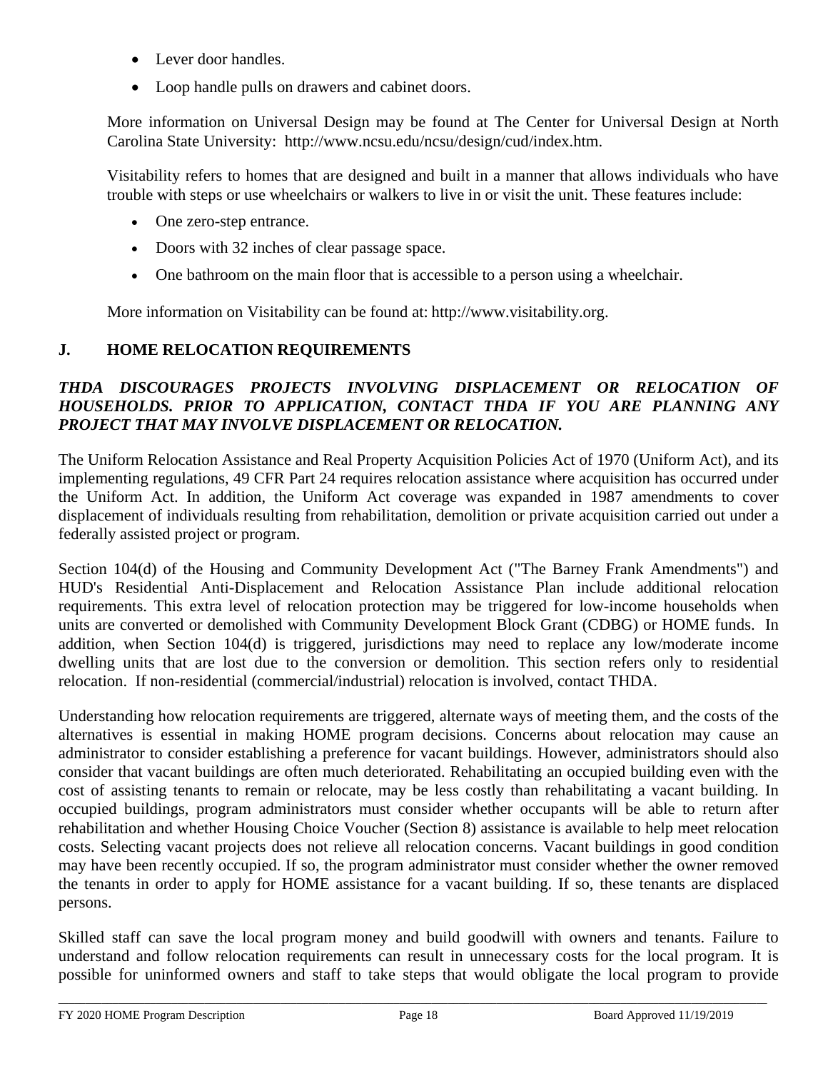- Lever door handles.
- Loop handle pulls on drawers and cabinet doors.

More information on Universal Design may be found at The Center for Universal Design at North Carolina State University: http://www.ncsu.edu/ncsu/design/cud/index.htm.

Visitability refers to homes that are designed and built in a manner that allows individuals who have trouble with steps or use wheelchairs or walkers to live in or visit the unit. These features include:

- One zero-step entrance.
- Doors with 32 inches of clear passage space.
- One bathroom on the main floor that is accessible to a person using a wheelchair.

More information on Visitability can be found at: http://www.visitability.org.

## J. HOME RELOCATION REQUIREMENTS

***THDA DISCOURAGES PROJECTS INVOLVING DISPLACEMENT OR RELOCATION OF HOUSEHOLDS. PRIOR TO APPLICATION, CONTACT THDA IF YOU ARE PLANNING ANY PROJECT THAT MAY INVOLVE DISPLACEMENT OR RELOCATION.***

The Uniform Relocation Assistance and Real Property Acquisition Policies Act of 1970 (Uniform Act), and its implementing regulations, 49 CFR Part 24 requires relocation assistance where acquisition has occurred under the Uniform Act. In addition, the Uniform Act coverage was expanded in 1987 amendments to cover displacement of individuals resulting from rehabilitation, demolition or private acquisition carried out under a federally assisted project or program.

Section 104(d) of the Housing and Community Development Act ("The Barney Frank Amendments") and HUD's Residential Anti-Displacement and Relocation Assistance Plan include additional relocation requirements. This extra level of relocation protection may be triggered for low-income households when units are converted or demolished with Community Development Block Grant (CDBG) or HOME funds. In addition, when Section 104(d) is triggered, jurisdictions may need to replace any low/moderate income dwelling units that are lost due to the conversion or demolition. This section refers only to residential relocation. If non-residential (commercial/industrial) relocation is involved, contact THDA.

Understanding how relocation requirements are triggered, alternate ways of meeting them, and the costs of the alternatives is essential in making HOME program decisions. Concerns about relocation may cause an administrator to consider establishing a preference for vacant buildings. However, administrators should also consider that vacant buildings are often much deteriorated. Rehabilitating an occupied building even with the cost of assisting tenants to remain or relocate, may be less costly than rehabilitating a vacant building. In occupied buildings, program administrators must consider whether occupants will be able to return after rehabilitation and whether Housing Choice Voucher (Section 8) assistance is available to help meet relocation costs. Selecting vacant projects does not relieve all relocation concerns. Vacant buildings in good condition may have been recently occupied. If so, the program administrator must consider whether the owner removed the tenants in order to apply for HOME assistance for a vacant building. If so, these tenants are displaced persons.

Skilled staff can save the local program money and build goodwill with owners and tenants. Failure to understand and follow relocation requirements can result in unnecessary costs for the local program. It is possible for uninformed owners and staff to take steps that would obligate the local program to provide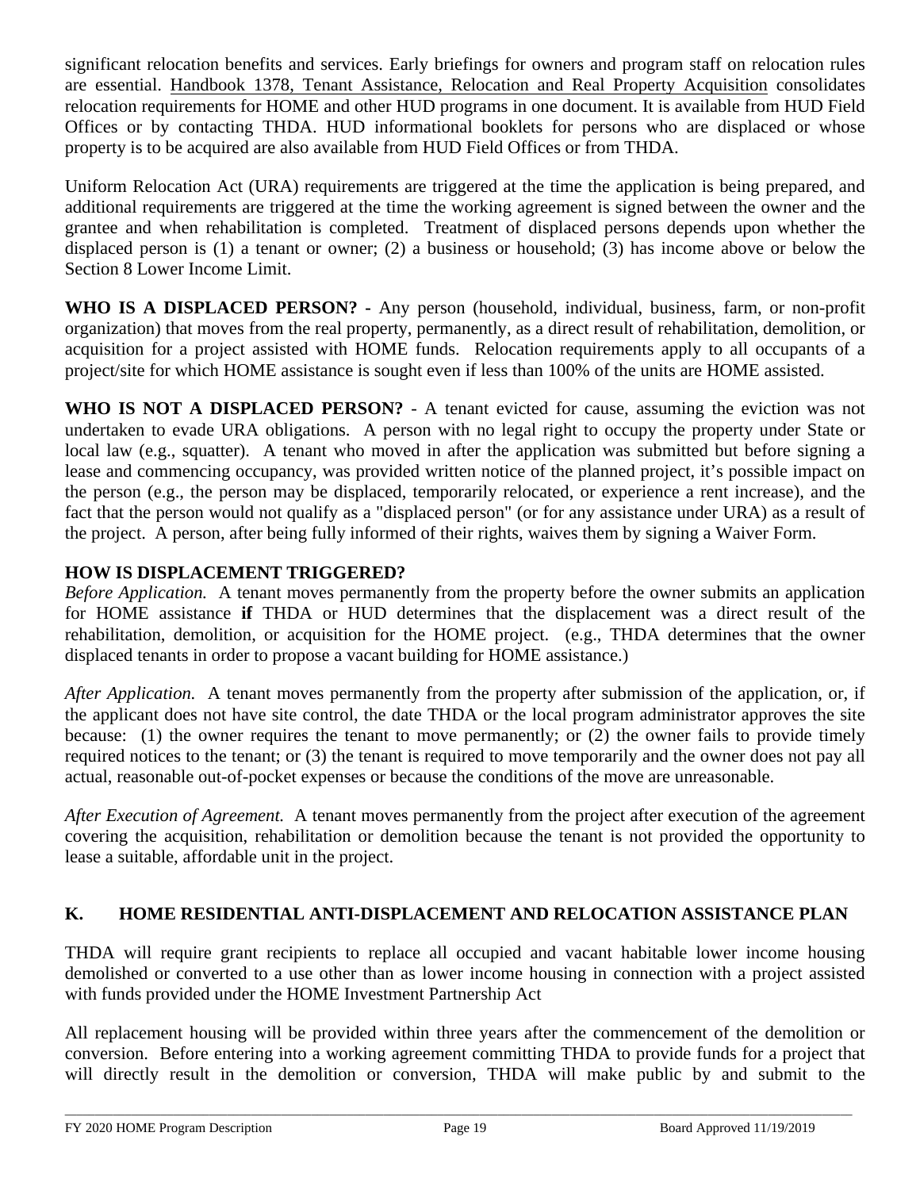significant relocation benefits and services. Early briefings for owners and program staff on relocation rules are essential. Handbook 1378, Tenant Assistance, Relocation and Real Property Acquisition consolidates relocation requirements for HOME and other HUD programs in one document. It is available from HUD Field Offices or by contacting THDA. HUD informational booklets for persons who are displaced or whose property is to be acquired are also available from HUD Field Offices or from THDA.

Uniform Relocation Act (URA) requirements are triggered at the time the application is being prepared, and additional requirements are triggered at the time the working agreement is signed between the owner and the grantee and when rehabilitation is completed. Treatment of displaced persons depends upon whether the displaced person is (1) a tenant or owner; (2) a business or household; (3) has income above or below the Section 8 Lower Income Limit.

**WHO IS A DISPLACED PERSON? -** Any person (household, individual, business, farm, or non-profit organization) that moves from the real property, permanently, as a direct result of rehabilitation, demolition, or acquisition for a project assisted with HOME funds. Relocation requirements apply to all occupants of a project/site for which HOME assistance is sought even if less than 100% of the units are HOME assisted.

**WHO IS NOT A DISPLACED PERSON?** - A tenant evicted for cause, assuming the eviction was not undertaken to evade URA obligations. A person with no legal right to occupy the property under State or local law (e.g., squatter). A tenant who moved in after the application was submitted but before signing a lease and commencing occupancy, was provided written notice of the planned project, it's possible impact on the person (e.g., the person may be displaced, temporarily relocated, or experience a rent increase), and the fact that the person would not qualify as a "displaced person" (or for any assistance under URA) as a result of the project. A person, after being fully informed of their rights, waives them by signing a Waiver Form.

**HOW IS DISPLACEMENT TRIGGERED?**

*Before Application.* A tenant moves permanently from the property before the owner submits an application for HOME assistance **if** THDA or HUD determines that the displacement was a direct result of the rehabilitation, demolition, or acquisition for the HOME project. (e.g., THDA determines that the owner displaced tenants in order to propose a vacant building for HOME assistance.)

*After Application.* A tenant moves permanently from the property after submission of the application, or, if the applicant does not have site control, the date THDA or the local program administrator approves the site because: (1) the owner requires the tenant to move permanently; or (2) the owner fails to provide timely required notices to the tenant; or (3) the tenant is required to move temporarily and the owner does not pay all actual, reasonable out-of-pocket expenses or because the conditions of the move are unreasonable.

*After Execution of Agreement.* A tenant moves permanently from the project after execution of the agreement covering the acquisition, rehabilitation or demolition because the tenant is not provided the opportunity to lease a suitable, affordable unit in the project.

## K. HOME RESIDENTIAL ANTI-DISPLACEMENT AND RELOCATION ASSISTANCE PLAN

THDA will require grant recipients to replace all occupied and vacant habitable lower income housing demolished or converted to a use other than as lower income housing in connection with a project assisted with funds provided under the HOME Investment Partnership Act

All replacement housing will be provided within three years after the commencement of the demolition or conversion. Before entering into a working agreement committing THDA to provide funds for a project that will directly result in the demolition or conversion, THDA will make public by and submit to the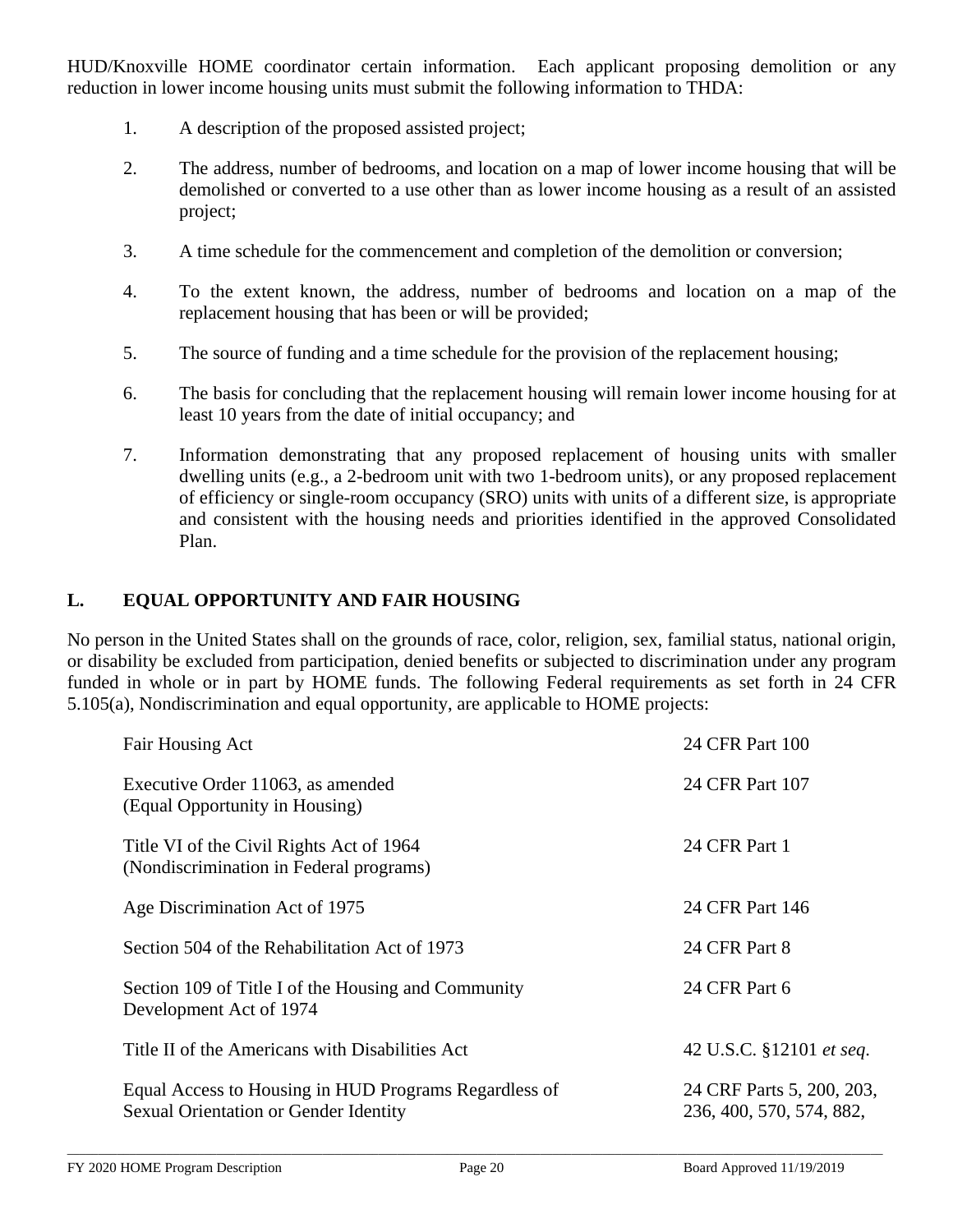HUD/Knoxville HOME coordinator certain information. Each applicant proposing demolition or any reduction in lower income housing units must submit the following information to THDA:

1. A description of the proposed assisted project;

2. The address, number of bedrooms, and location on a map of lower income housing that will be demolished or converted to a use other than as lower income housing as a result of an assisted project;

3. A time schedule for the commencement and completion of the demolition or conversion;

4. To the extent known, the address, number of bedrooms and location on a map of the replacement housing that has been or will be provided;

5. The source of funding and a time schedule for the provision of the replacement housing;

6. The basis for concluding that the replacement housing will remain lower income housing for at least 10 years from the date of initial occupancy; and

7. Information demonstrating that any proposed replacement of housing units with smaller dwelling units (e.g., a 2-bedroom unit with two 1-bedroom units), or any proposed replacement of efficiency or single-room occupancy (SRO) units with units of a different size, is appropriate and consistent with the housing needs and priorities identified in the approved Consolidated Plan.

## L. EQUAL OPPORTUNITY AND FAIR HOUSING

No person in the United States shall on the grounds of race, color, religion, sex, familial status, national origin, or disability be excluded from participation, denied benefits or subjected to discrimination under any program funded in whole or in part by HOME funds. The following Federal requirements as set forth in 24 CFR 5.105(a), Nondiscrimination and equal opportunity, are applicable to HOME projects:

| | |
|---|---|
| Fair Housing Act | 24 CFR Part 100 |
| Executive Order 11063, as amended (Equal Opportunity in Housing) | 24 CFR Part 107 |
| Title VI of the Civil Rights Act of 1964 (Nondiscrimination in Federal programs) | 24 CFR Part 1 |
| Age Discrimination Act of 1975 | 24 CFR Part 146 |
| Section 504 of the Rehabilitation Act of 1973 | 24 CFR Part 8 |
| Section 109 of Title I of the Housing and Community Development Act of 1974 | 24 CFR Part 6 |
| Title II of the Americans with Disabilities Act | 42 U.S.C. §12101 *et seq.* |
| Equal Access to Housing in HUD Programs Regardless of Sexual Orientation or Gender Identity | 24 CRF Parts 5, 200, 203, 236, 400, 570, 574, 882, |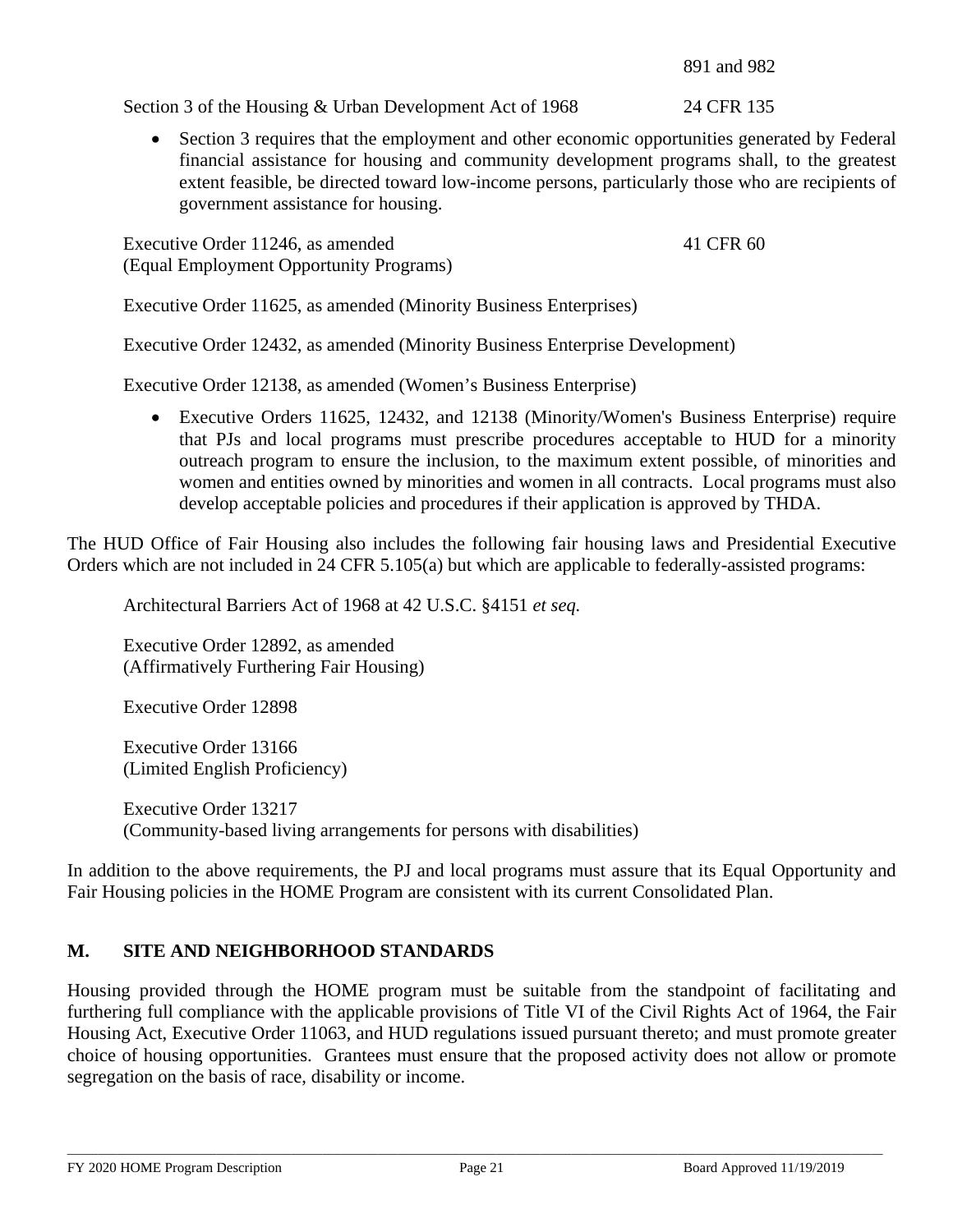891 and 982

Section 3 of the Housing & Urban Development Act of 1968 24 CFR 135

- Section 3 requires that the employment and other economic opportunities generated by Federal financial assistance for housing and community development programs shall, to the greatest extent feasible, be directed toward low-income persons, particularly those who are recipients of government assistance for housing.

Executive Order 11246, as amended 41 CFR 60
(Equal Employment Opportunity Programs)

Executive Order 11625, as amended (Minority Business Enterprises)

Executive Order 12432, as amended (Minority Business Enterprise Development)

Executive Order 12138, as amended (Women's Business Enterprise)

- Executive Orders 11625, 12432, and 12138 (Minority/Women's Business Enterprise) require that PJs and local programs must prescribe procedures acceptable to HUD for a minority outreach program to ensure the inclusion, to the maximum extent possible, of minorities and women and entities owned by minorities and women in all contracts. Local programs must also develop acceptable policies and procedures if their application is approved by THDA.

The HUD Office of Fair Housing also includes the following fair housing laws and Presidential Executive Orders which are not included in 24 CFR 5.105(a) but which are applicable to federally-assisted programs:

Architectural Barriers Act of 1968 at 42 U.S.C. §4151 *et seq.*

Executive Order 12892, as amended
(Affirmatively Furthering Fair Housing)

Executive Order 12898

Executive Order 13166
(Limited English Proficiency)

Executive Order 13217
(Community-based living arrangements for persons with disabilities)

In addition to the above requirements, the PJ and local programs must assure that its Equal Opportunity and Fair Housing policies in the HOME Program are consistent with its current Consolidated Plan.

## M. SITE AND NEIGHBORHOOD STANDARDS

Housing provided through the HOME program must be suitable from the standpoint of facilitating and furthering full compliance with the applicable provisions of Title VI of the Civil Rights Act of 1964, the Fair Housing Act, Executive Order 11063, and HUD regulations issued pursuant thereto; and must promote greater choice of housing opportunities. Grantees must ensure that the proposed activity does not allow or promote segregation on the basis of race, disability or income.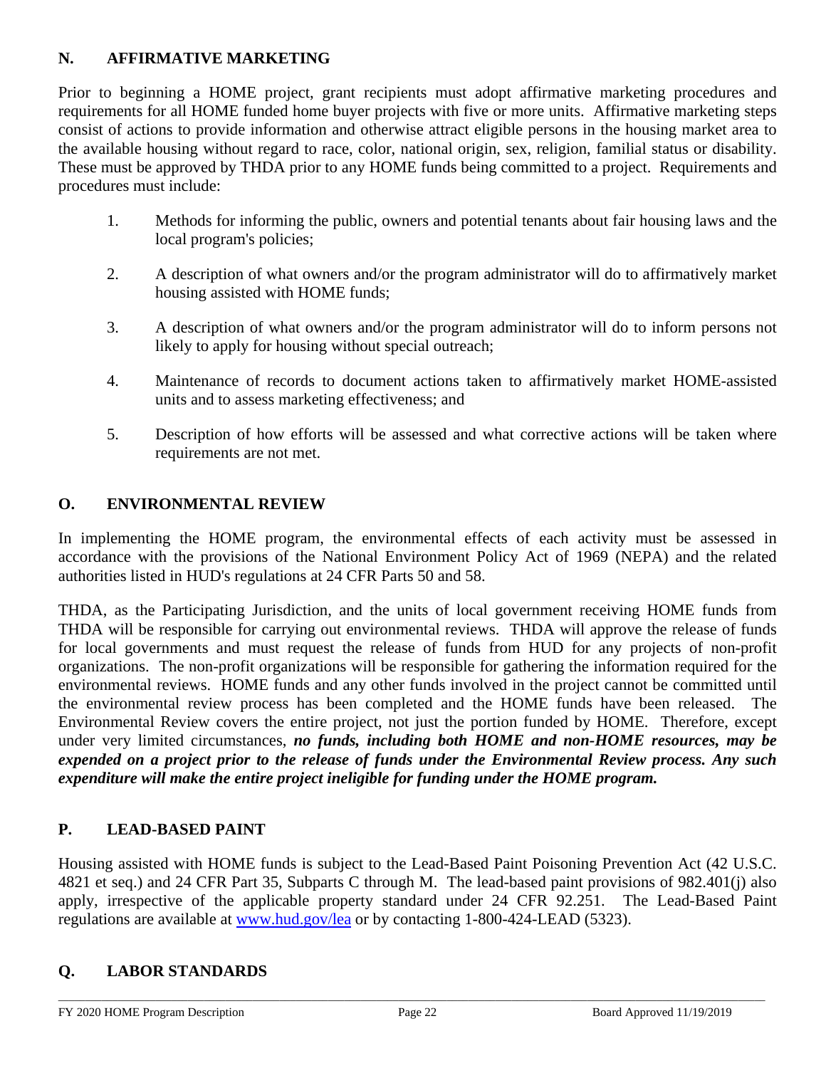## N. AFFIRMATIVE MARKETING

Prior to beginning a HOME project, grant recipients must adopt affirmative marketing procedures and requirements for all HOME funded home buyer projects with five or more units. Affirmative marketing steps consist of actions to provide information and otherwise attract eligible persons in the housing market area to the available housing without regard to race, color, national origin, sex, religion, familial status or disability. These must be approved by THDA prior to any HOME funds being committed to a project. Requirements and procedures must include:

1. Methods for informing the public, owners and potential tenants about fair housing laws and the local program's policies;
2. A description of what owners and/or the program administrator will do to affirmatively market housing assisted with HOME funds;
3. A description of what owners and/or the program administrator will do to inform persons not likely to apply for housing without special outreach;
4. Maintenance of records to document actions taken to affirmatively market HOME-assisted units and to assess marketing effectiveness; and
5. Description of how efforts will be assessed and what corrective actions will be taken where requirements are not met.

## O. ENVIRONMENTAL REVIEW

In implementing the HOME program, the environmental effects of each activity must be assessed in accordance with the provisions of the National Environment Policy Act of 1969 (NEPA) and the related authorities listed in HUD's regulations at 24 CFR Parts 50 and 58.

THDA, as the Participating Jurisdiction, and the units of local government receiving HOME funds from THDA will be responsible for carrying out environmental reviews. THDA will approve the release of funds for local governments and must request the release of funds from HUD for any projects of non-profit organizations. The non-profit organizations will be responsible for gathering the information required for the environmental reviews. HOME funds and any other funds involved in the project cannot be committed until the environmental review process has been completed and the HOME funds have been released. The Environmental Review covers the entire project, not just the portion funded by HOME. Therefore, except under very limited circumstances, ***no funds, including both HOME and non-HOME resources, may be expended on a project prior to the release of funds under the Environmental Review process. Any such expenditure will make the entire project ineligible for funding under the HOME program.***

## P. LEAD-BASED PAINT

Housing assisted with HOME funds is subject to the Lead-Based Paint Poisoning Prevention Act (42 U.S.C. 4821 et seq.) and 24 CFR Part 35, Subparts C through M. The lead-based paint provisions of 982.401(j) also apply, irrespective of the applicable property standard under 24 CFR 92.251. The Lead-Based Paint regulations are available at [www.hud.gov/lea](http://www.hud.gov/lea) or by contacting 1-800-424-LEAD (5323).

## Q. LABOR STANDARDS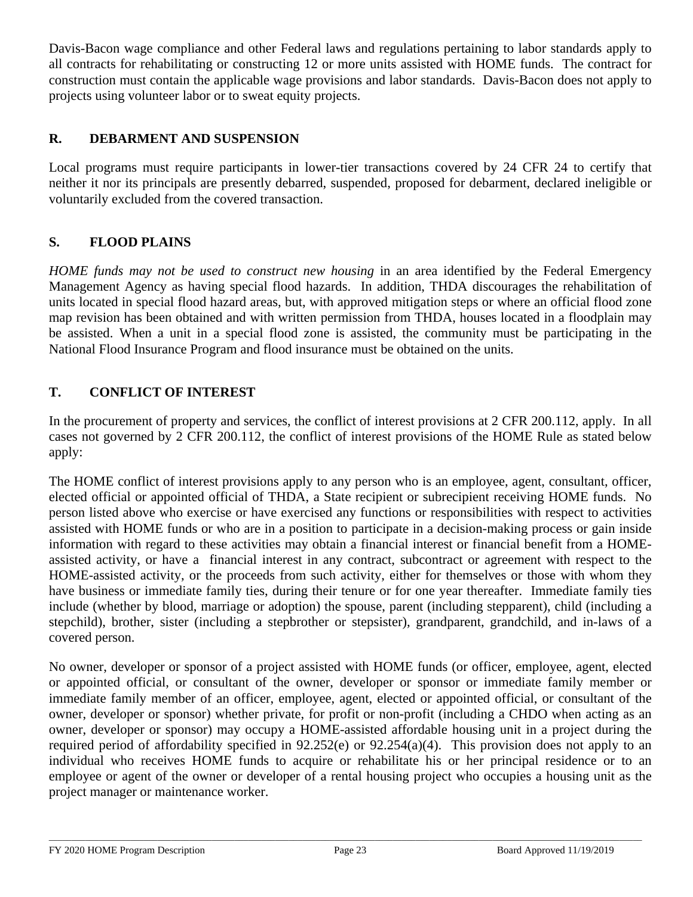Davis-Bacon wage compliance and other Federal laws and regulations pertaining to labor standards apply to all contracts for rehabilitating or constructing 12 or more units assisted with HOME funds. The contract for construction must contain the applicable wage provisions and labor standards. Davis-Bacon does not apply to projects using volunteer labor or to sweat equity projects.

## R. DEBARMENT AND SUSPENSION

Local programs must require participants in lower-tier transactions covered by 24 CFR 24 to certify that neither it nor its principals are presently debarred, suspended, proposed for debarment, declared ineligible or voluntarily excluded from the covered transaction.

## S. FLOOD PLAINS

*HOME funds may not be used to construct new housing* in an area identified by the Federal Emergency Management Agency as having special flood hazards. In addition, THDA discourages the rehabilitation of units located in special flood hazard areas, but, with approved mitigation steps or where an official flood zone map revision has been obtained and with written permission from THDA, houses located in a floodplain may be assisted. When a unit in a special flood zone is assisted, the community must be participating in the National Flood Insurance Program and flood insurance must be obtained on the units.

## T. CONFLICT OF INTEREST

In the procurement of property and services, the conflict of interest provisions at 2 CFR 200.112, apply. In all cases not governed by 2 CFR 200.112, the conflict of interest provisions of the HOME Rule as stated below apply:

The HOME conflict of interest provisions apply to any person who is an employee, agent, consultant, officer, elected official or appointed official of THDA, a State recipient or subrecipient receiving HOME funds. No person listed above who exercise or have exercised any functions or responsibilities with respect to activities assisted with HOME funds or who are in a position to participate in a decision-making process or gain inside information with regard to these activities may obtain a financial interest or financial benefit from a HOME-assisted activity, or have a financial interest in any contract, subcontract or agreement with respect to the HOME-assisted activity, or the proceeds from such activity, either for themselves or those with whom they have business or immediate family ties, during their tenure or for one year thereafter. Immediate family ties include (whether by blood, marriage or adoption) the spouse, parent (including stepparent), child (including a stepchild), brother, sister (including a stepbrother or stepsister), grandparent, grandchild, and in-laws of a covered person.

No owner, developer or sponsor of a project assisted with HOME funds (or officer, employee, agent, elected or appointed official, or consultant of the owner, developer or sponsor or immediate family member or immediate family member of an officer, employee, agent, elected or appointed official, or consultant of the owner, developer or sponsor) whether private, for profit or non-profit (including a CHDO when acting as an owner, developer or sponsor) may occupy a HOME-assisted affordable housing unit in a project during the required period of affordability specified in 92.252(e) or 92.254(a)(4). This provision does not apply to an individual who receives HOME funds to acquire or rehabilitate his or her principal residence or to an employee or agent of the owner or developer of a rental housing project who occupies a housing unit as the project manager or maintenance worker.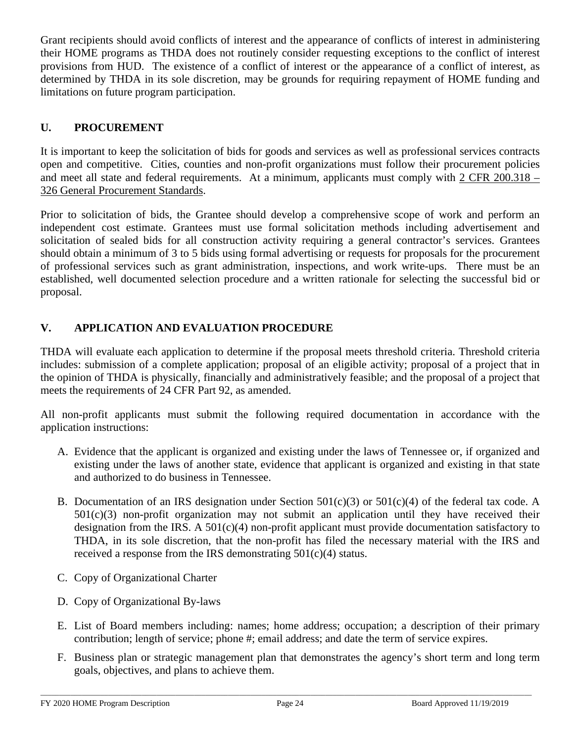Grant recipients should avoid conflicts of interest and the appearance of conflicts of interest in administering their HOME programs as THDA does not routinely consider requesting exceptions to the conflict of interest provisions from HUD. The existence of a conflict of interest or the appearance of a conflict of interest, as determined by THDA in its sole discretion, may be grounds for requiring repayment of HOME funding and limitations on future program participation.

## U. PROCUREMENT

It is important to keep the solicitation of bids for goods and services as well as professional services contracts open and competitive. Cities, counties and non-profit organizations must follow their procurement policies and meet all state and federal requirements. At a minimum, applicants must comply with 2 CFR 200.318 – 326 General Procurement Standards.

Prior to solicitation of bids, the Grantee should develop a comprehensive scope of work and perform an independent cost estimate. Grantees must use formal solicitation methods including advertisement and solicitation of sealed bids for all construction activity requiring a general contractor's services. Grantees should obtain a minimum of 3 to 5 bids using formal advertising or requests for proposals for the procurement of professional services such as grant administration, inspections, and work write-ups. There must be an established, well documented selection procedure and a written rationale for selecting the successful bid or proposal.

## V. APPLICATION AND EVALUATION PROCEDURE

THDA will evaluate each application to determine if the proposal meets threshold criteria. Threshold criteria includes: submission of a complete application; proposal of an eligible activity; proposal of a project that in the opinion of THDA is physically, financially and administratively feasible; and the proposal of a project that meets the requirements of 24 CFR Part 92, as amended.

All non-profit applicants must submit the following required documentation in accordance with the application instructions:

A. Evidence that the applicant is organized and existing under the laws of Tennessee or, if organized and existing under the laws of another state, evidence that applicant is organized and existing in that state and authorized to do business in Tennessee.

B. Documentation of an IRS designation under Section 501(c)(3) or 501(c)(4) of the federal tax code. A 501(c)(3) non-profit organization may not submit an application until they have received their designation from the IRS. A 501(c)(4) non-profit applicant must provide documentation satisfactory to THDA, in its sole discretion, that the non-profit has filed the necessary material with the IRS and received a response from the IRS demonstrating 501(c)(4) status.

C. Copy of Organizational Charter

D. Copy of Organizational By-laws

E. List of Board members including: names; home address; occupation; a description of their primary contribution; length of service; phone #; email address; and date the term of service expires.

F. Business plan or strategic management plan that demonstrates the agency's short term and long term goals, objectives, and plans to achieve them.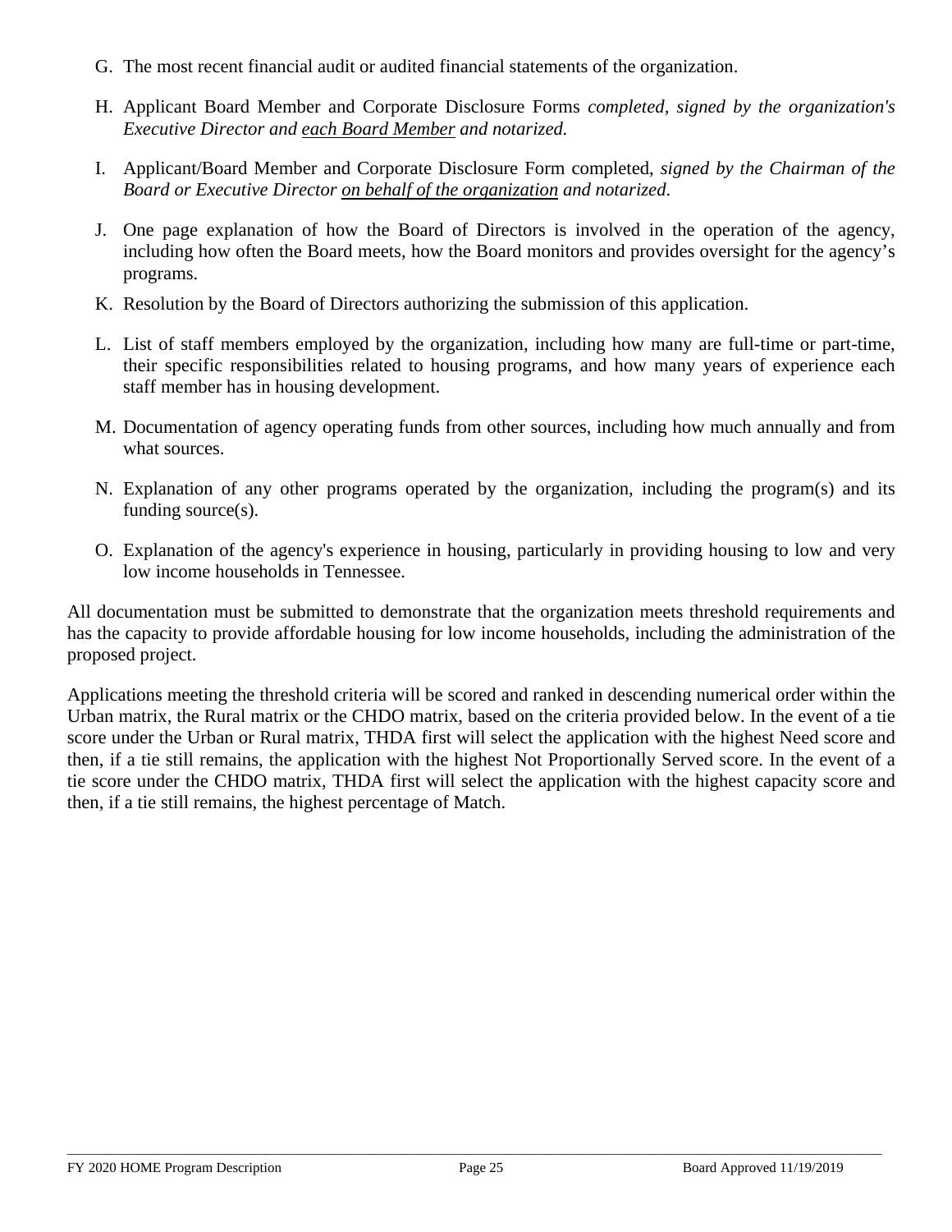G. The most recent financial audit or audited financial statements of the organization.

H. Applicant Board Member and Corporate Disclosure Forms *completed, signed by the organization's Executive Director and <u>each Board Member</u> and notarized.*

I. Applicant/Board Member and Corporate Disclosure Form completed, *signed by the Chairman of the Board or Executive Director <u>on behalf of the organization</u> and notarized*.

J. One page explanation of how the Board of Directors is involved in the operation of the agency, including how often the Board meets, how the Board monitors and provides oversight for the agency's programs.

K. Resolution by the Board of Directors authorizing the submission of this application.

L. List of staff members employed by the organization, including how many are full-time or part-time, their specific responsibilities related to housing programs, and how many years of experience each staff member has in housing development.

M. Documentation of agency operating funds from other sources, including how much annually and from what sources.

N. Explanation of any other programs operated by the organization, including the program(s) and its funding source(s).

O. Explanation of the agency's experience in housing, particularly in providing housing to low and very low income households in Tennessee.

All documentation must be submitted to demonstrate that the organization meets threshold requirements and has the capacity to provide affordable housing for low income households, including the administration of the proposed project.

Applications meeting the threshold criteria will be scored and ranked in descending numerical order within the Urban matrix, the Rural matrix or the CHDO matrix, based on the criteria provided below. In the event of a tie score under the Urban or Rural matrix, THDA first will select the application with the highest Need score and then, if a tie still remains, the application with the highest Not Proportionally Served score. In the event of a tie score under the CHDO matrix, THDA first will select the application with the highest capacity score and then, if a tie still remains, the highest percentage of Match.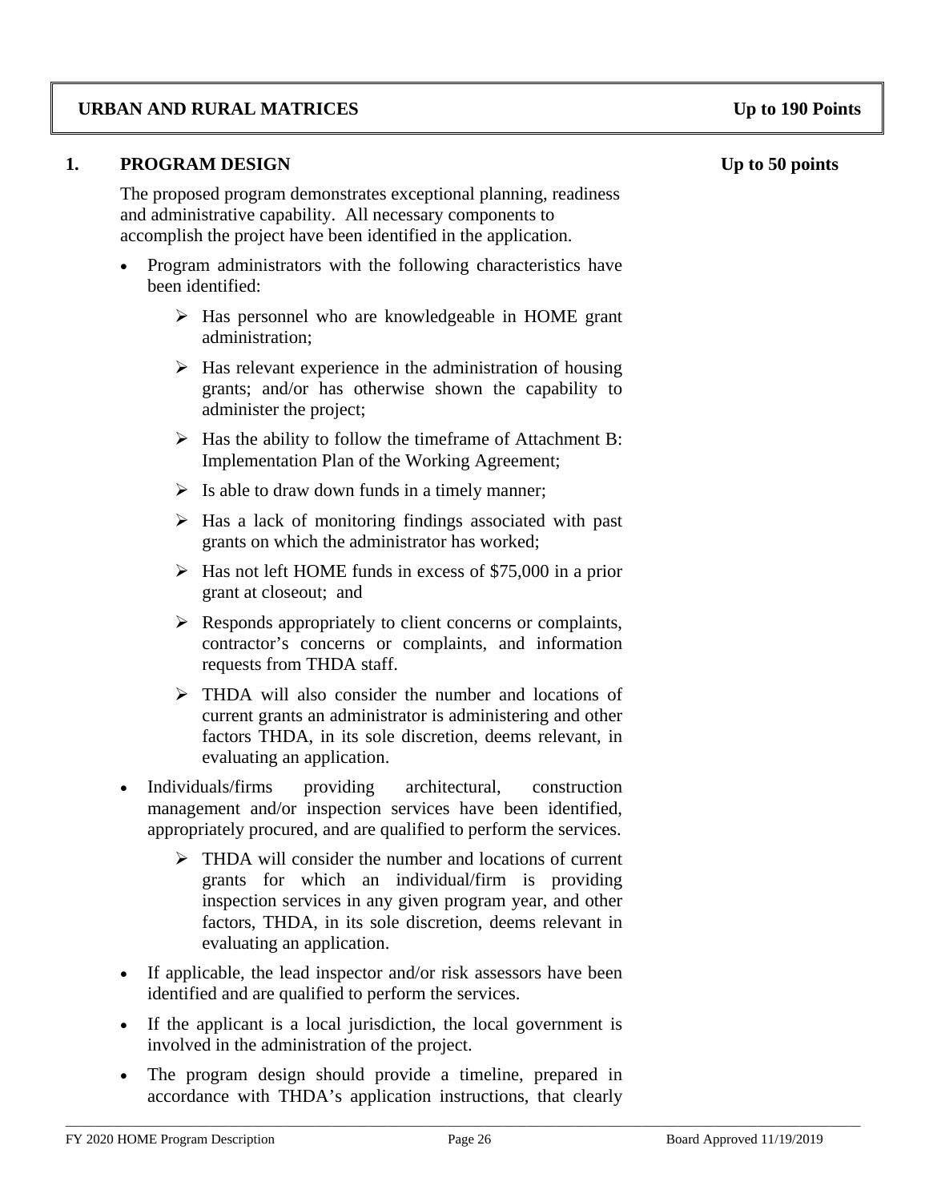## URBAN AND RURAL MATRICES — Up to 190 Points

### 1. PROGRAM DESIGN — Up to 50 points

The proposed program demonstrates exceptional planning, readiness and administrative capability. All necessary components to accomplish the project have been identified in the application.

- Program administrators with the following characteristics have been identified:
  - Has personnel who are knowledgeable in HOME grant administration;
  - Has relevant experience in the administration of housing grants; and/or has otherwise shown the capability to administer the project;
  - Has the ability to follow the timeframe of Attachment B: Implementation Plan of the Working Agreement;
  - Is able to draw down funds in a timely manner;
  - Has a lack of monitoring findings associated with past grants on which the administrator has worked;
  - Has not left HOME funds in excess of $75,000 in a prior grant at closeout; and
  - Responds appropriately to client concerns or complaints, contractor's concerns or complaints, and information requests from THDA staff.
  - THDA will also consider the number and locations of current grants an administrator is administering and other factors THDA, in its sole discretion, deems relevant, in evaluating an application.
- Individuals/firms providing architectural, construction management and/or inspection services have been identified, appropriately procured, and are qualified to perform the services.
  - THDA will consider the number and locations of current grants for which an individual/firm is providing inspection services in any given program year, and other factors, THDA, in its sole discretion, deems relevant in evaluating an application.
- If applicable, the lead inspector and/or risk assessors have been identified and are qualified to perform the services.
- If the applicant is a local jurisdiction, the local government is involved in the administration of the project.
- The program design should provide a timeline, prepared in accordance with THDA's application instructions, that clearly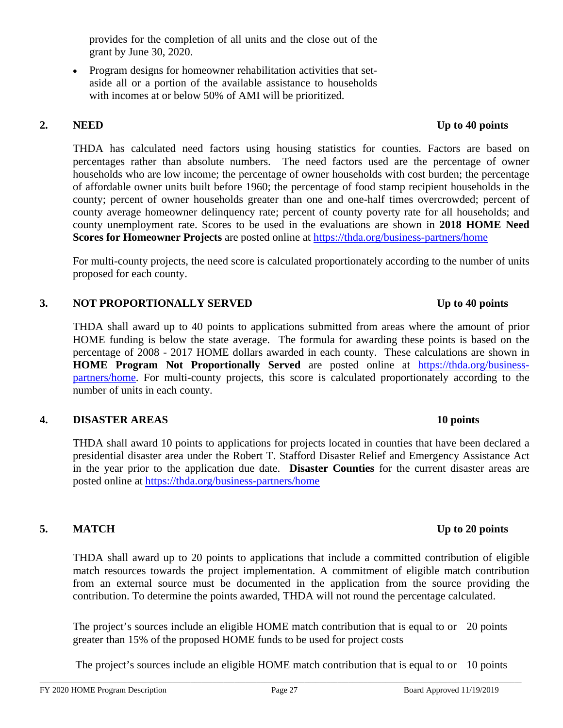provides for the completion of all units and the close out of the grant by June 30, 2020.

- Program designs for homeowner rehabilitation activities that set-aside all or a portion of the available assistance to households with incomes at or below 50% of AMI will be prioritized.

## 2. NEED — Up to 40 points

THDA has calculated need factors using housing statistics for counties. Factors are based on percentages rather than absolute numbers. The need factors used are the percentage of owner households who are low income; the percentage of owner households with cost burden; the percentage of affordable owner units built before 1960; the percentage of food stamp recipient households in the county; percent of owner households greater than one and one-half times overcrowded; percent of county average homeowner delinquency rate; percent of county poverty rate for all households; and county unemployment rate. Scores to be used in the evaluations are shown in **2018 HOME Need Scores for Homeowner Projects** are posted online at https://thda.org/business-partners/home

For multi-county projects, the need score is calculated proportionately according to the number of units proposed for each county.

## 3. NOT PROPORTIONALLY SERVED — Up to 40 points

THDA shall award up to 40 points to applications submitted from areas where the amount of prior HOME funding is below the state average. The formula for awarding these points is based on the percentage of 2008 - 2017 HOME dollars awarded in each county. These calculations are shown in **HOME Program Not Proportionally Served** are posted online at https://thda.org/business-partners/home. For multi-county projects, this score is calculated proportionately according to the number of units in each county.

## 4. DISASTER AREAS — 10 points

THDA shall award 10 points to applications for projects located in counties that have been declared a presidential disaster area under the Robert T. Stafford Disaster Relief and Emergency Assistance Act in the year prior to the application due date. **Disaster Counties** for the current disaster areas are posted online at https://thda.org/business-partners/home

## 5. MATCH — Up to 20 points

THDA shall award up to 20 points to applications that include a committed contribution of eligible match resources towards the project implementation. A commitment of eligible match contribution from an external source must be documented in the application from the source providing the contribution. To determine the points awarded, THDA will not round the percentage calculated.

| | |
|---|---|
| The project's sources include an eligible HOME match contribution that is equal to or greater than 15% of the proposed HOME funds to be used for project costs | 20 points |
| The project's sources include an eligible HOME match contribution that is equal to or | 10 points |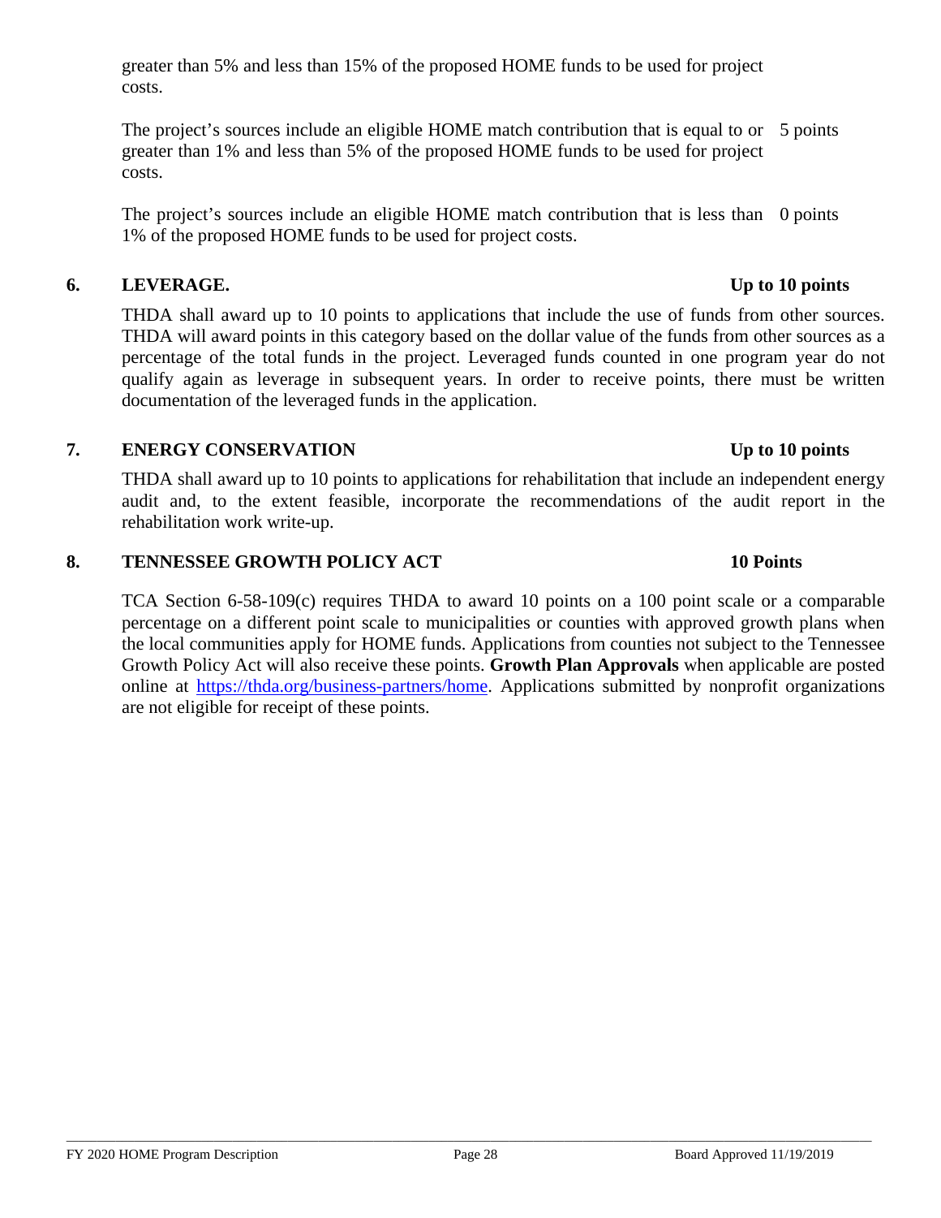greater than 5% and less than 15% of the proposed HOME funds to be used for project costs.

| | |
|---|---|
| The project's sources include an eligible HOME match contribution that is equal to or greater than 1% and less than 5% of the proposed HOME funds to be used for project costs. | 5 points |
| The project's sources include an eligible HOME match contribution that is less than 1% of the proposed HOME funds to be used for project costs. | 0 points |

### 6. LEVERAGE. — Up to 10 points

THDA shall award up to 10 points to applications that include the use of funds from other sources. THDA will award points in this category based on the dollar value of the funds from other sources as a percentage of the total funds in the project. Leveraged funds counted in one program year do not qualify again as leverage in subsequent years. In order to receive points, there must be written documentation of the leveraged funds in the application.

### 7. ENERGY CONSERVATION — Up to 10 points

THDA shall award up to 10 points to applications for rehabilitation that include an independent energy audit and, to the extent feasible, incorporate the recommendations of the audit report in the rehabilitation work write-up.

### 8. TENNESSEE GROWTH POLICY ACT — 10 Points

TCA Section 6-58-109(c) requires THDA to award 10 points on a 100 point scale or a comparable percentage on a different point scale to municipalities or counties with approved growth plans when the local communities apply for HOME funds. Applications from counties not subject to the Tennessee Growth Policy Act will also receive these points. **Growth Plan Approvals** when applicable are posted online at https://thda.org/business-partners/home. Applications submitted by nonprofit organizations are not eligible for receipt of these points.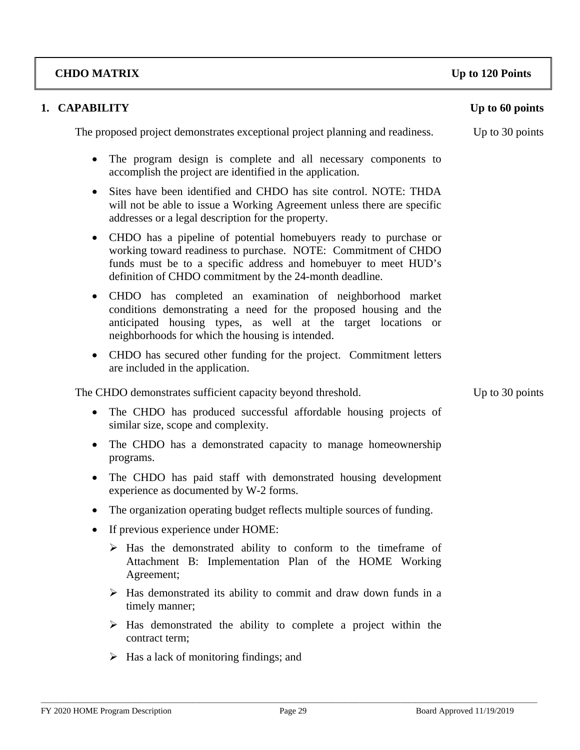## CHDO MATRIX — Up to 120 Points

### 1. CAPABILITY — Up to 60 points

The proposed project demonstrates exceptional project planning and readiness. — Up to 30 points

- The program design is complete and all necessary components to accomplish the project are identified in the application.
- Sites have been identified and CHDO has site control. NOTE: THDA will not be able to issue a Working Agreement unless there are specific addresses or a legal description for the property.
- CHDO has a pipeline of potential homebuyers ready to purchase or working toward readiness to purchase. NOTE: Commitment of CHDO funds must be to a specific address and homebuyer to meet HUD's definition of CHDO commitment by the 24-month deadline.
- CHDO has completed an examination of neighborhood market conditions demonstrating a need for the proposed housing and the anticipated housing types, as well at the target locations or neighborhoods for which the housing is intended.
- CHDO has secured other funding for the project. Commitment letters are included in the application.

The CHDO demonstrates sufficient capacity beyond threshold. — Up to 30 points

- The CHDO has produced successful affordable housing projects of similar size, scope and complexity.
- The CHDO has a demonstrated capacity to manage homeownership programs.
- The CHDO has paid staff with demonstrated housing development experience as documented by W-2 forms.
- The organization operating budget reflects multiple sources of funding.
- If previous experience under HOME:
  - Has the demonstrated ability to conform to the timeframe of Attachment B: Implementation Plan of the HOME Working Agreement;
  - Has demonstrated its ability to commit and draw down funds in a timely manner;
  - Has demonstrated the ability to complete a project within the contract term;
  - Has a lack of monitoring findings; and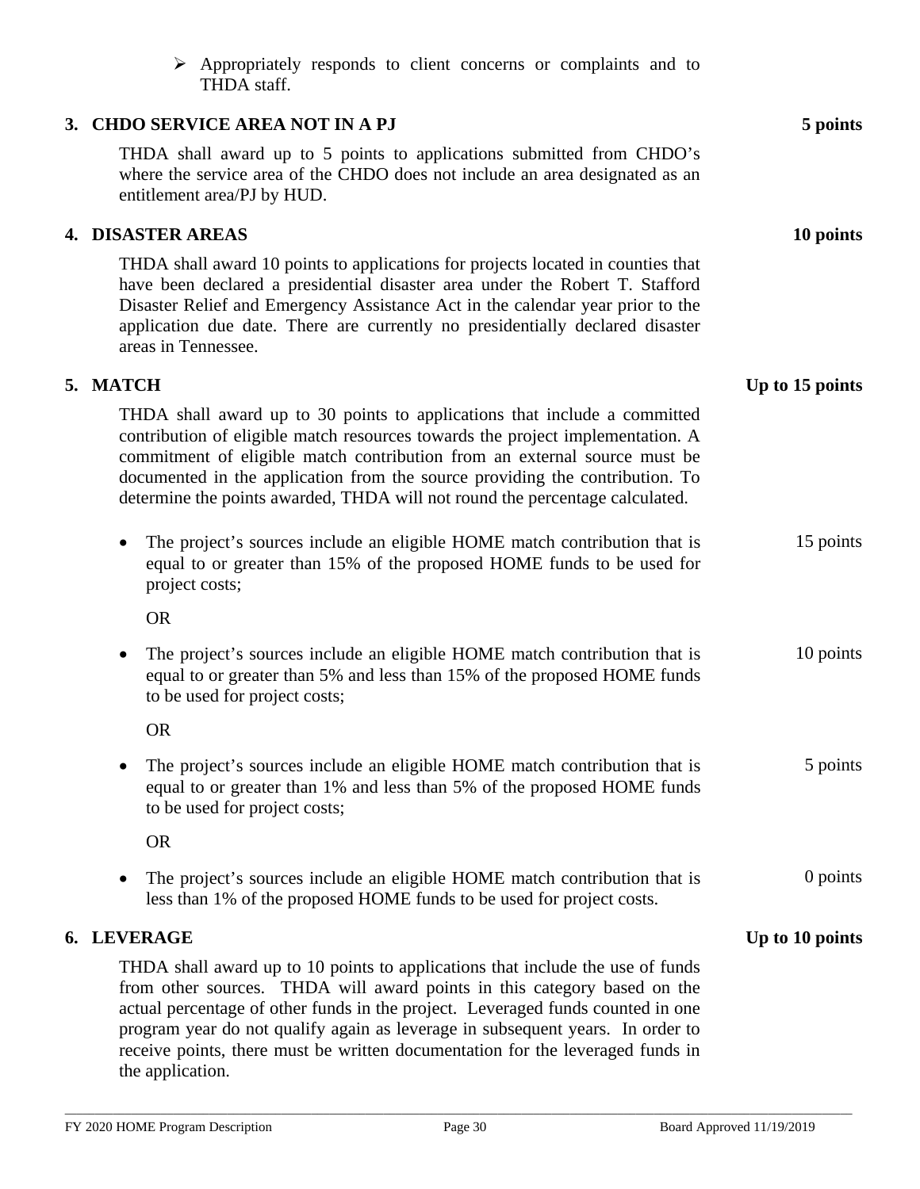- ➢ Appropriately responds to client concerns or complaints and to THDA staff.

### 3. CHDO SERVICE AREA NOT IN A PJ — 5 points

THDA shall award up to 5 points to applications submitted from CHDO's where the service area of the CHDO does not include an area designated as an entitlement area/PJ by HUD.

### 4. DISASTER AREAS — 10 points

THDA shall award 10 points to applications for projects located in counties that have been declared a presidential disaster area under the Robert T. Stafford Disaster Relief and Emergency Assistance Act in the calendar year prior to the application due date. There are currently no presidentially declared disaster areas in Tennessee.

### 5. MATCH — Up to 15 points

THDA shall award up to 30 points to applications that include a committed contribution of eligible match resources towards the project implementation. A commitment of eligible match contribution from an external source must be documented in the application from the source providing the contribution. To determine the points awarded, THDA will not round the percentage calculated.

- The project's sources include an eligible HOME match contribution that is equal to or greater than 15% of the proposed HOME funds to be used for project costs; — 15 points

  OR

- The project's sources include an eligible HOME match contribution that is equal to or greater than 5% and less than 15% of the proposed HOME funds to be used for project costs; — 10 points

  OR

- The project's sources include an eligible HOME match contribution that is equal to or greater than 1% and less than 5% of the proposed HOME funds to be used for project costs; — 5 points

  OR

- The project's sources include an eligible HOME match contribution that is less than 1% of the proposed HOME funds to be used for project costs. — 0 points

### 6. LEVERAGE — Up to 10 points

THDA shall award up to 10 points to applications that include the use of funds from other sources. THDA will award points in this category based on the actual percentage of other funds in the project. Leveraged funds counted in one program year do not qualify again as leverage in subsequent years. In order to receive points, there must be written documentation for the leveraged funds in the application.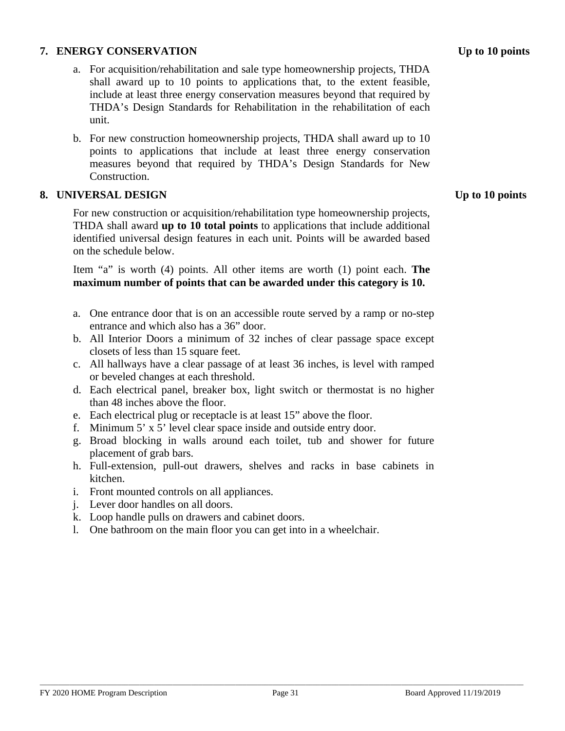**7. ENERGY CONSERVATION** **Up to 10 points**

a. For acquisition/rehabilitation and sale type homeownership projects, THDA shall award up to 10 points to applications that, to the extent feasible, include at least three energy conservation measures beyond that required by THDA's Design Standards for Rehabilitation in the rehabilitation of each unit.

b. For new construction homeownership projects, THDA shall award up to 10 points to applications that include at least three energy conservation measures beyond that required by THDA's Design Standards for New Construction.

**8. UNIVERSAL DESIGN** **Up to 10 points**

For new construction or acquisition/rehabilitation type homeownership projects, THDA shall award **up to 10 total points** to applications that include additional identified universal design features in each unit. Points will be awarded based on the schedule below.

Item "a" is worth (4) points. All other items are worth (1) point each. **The maximum number of points that can be awarded under this category is 10.**

a. One entrance door that is on an accessible route served by a ramp or no-step entrance and which also has a 36" door.
b. All Interior Doors a minimum of 32 inches of clear passage space except closets of less than 15 square feet.
c. All hallways have a clear passage of at least 36 inches, is level with ramped or beveled changes at each threshold.
d. Each electrical panel, breaker box, light switch or thermostat is no higher than 48 inches above the floor.
e. Each electrical plug or receptacle is at least 15" above the floor.
f. Minimum 5' x 5' level clear space inside and outside entry door.
g. Broad blocking in walls around each toilet, tub and shower for future placement of grab bars.
h. Full-extension, pull-out drawers, shelves and racks in base cabinets in kitchen.
i. Front mounted controls on all appliances.
j. Lever door handles on all doors.
k. Loop handle pulls on drawers and cabinet doors.
l. One bathroom on the main floor you can get into in a wheelchair.